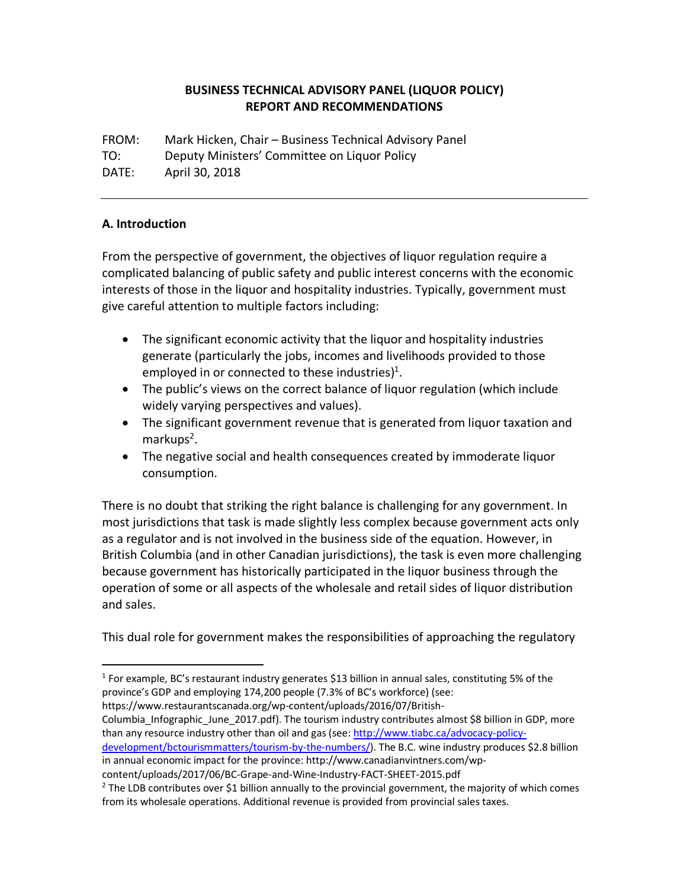**BUSINESS TECHNICAL ADVISORY PANEL (LIQUOR POLICY)**
**REPORT AND RECOMMENDATIONS**

FROM: Mark Hicken, Chair – Business Technical Advisory Panel
TO: Deputy Ministers' Committee on Liquor Policy
DATE: April 30, 2018

---

## A. Introduction

From the perspective of government, the objectives of liquor regulation require a complicated balancing of public safety and public interest concerns with the economic interests of those in the liquor and hospitality industries. Typically, government must give careful attention to multiple factors including:

- The significant economic activity that the liquor and hospitality industries generate (particularly the jobs, incomes and livelihoods provided to those employed in or connected to these industries)[1].
- The public's views on the correct balance of liquor regulation (which include widely varying perspectives and values).
- The significant government revenue that is generated from liquor taxation and markups[2].
- The negative social and health consequences created by immoderate liquor consumption.

There is no doubt that striking the right balance is challenging for any government. In most jurisdictions that task is made slightly less complex because government acts only as a regulator and is not involved in the business side of the equation. However, in British Columbia (and in other Canadian jurisdictions), the task is even more challenging because government has historically participated in the liquor business through the operation of some or all aspects of the wholesale and retail sides of liquor distribution and sales.

This dual role for government makes the responsibilities of approaching the regulatory

---

[1] For example, BC's restaurant industry generates $13 billion in annual sales, constituting 5% of the province's GDP and employing 174,200 people (7.3% of BC's workforce) (see: https://www.restaurantscanada.org/wp-content/uploads/2016/07/British-Columbia_Infographic_June_2017.pdf). The tourism industry contributes almost $8 billion in GDP, more than any resource industry other than oil and gas (see: http://www.tiabc.ca/advocacy-policy-development/bctourismmatters/tourism-by-the-numbers/). The B.C. wine industry produces $2.8 billion in annual economic impact for the province: http://www.canadianvintners.com/wp-content/uploads/2017/06/BC-Grape-and-Wine-Industry-FACT-SHEET-2015.pdf

[2] The LDB contributes over $1 billion annually to the provincial government, the majority of which comes from its wholesale operations. Additional revenue is provided from provincial sales taxes.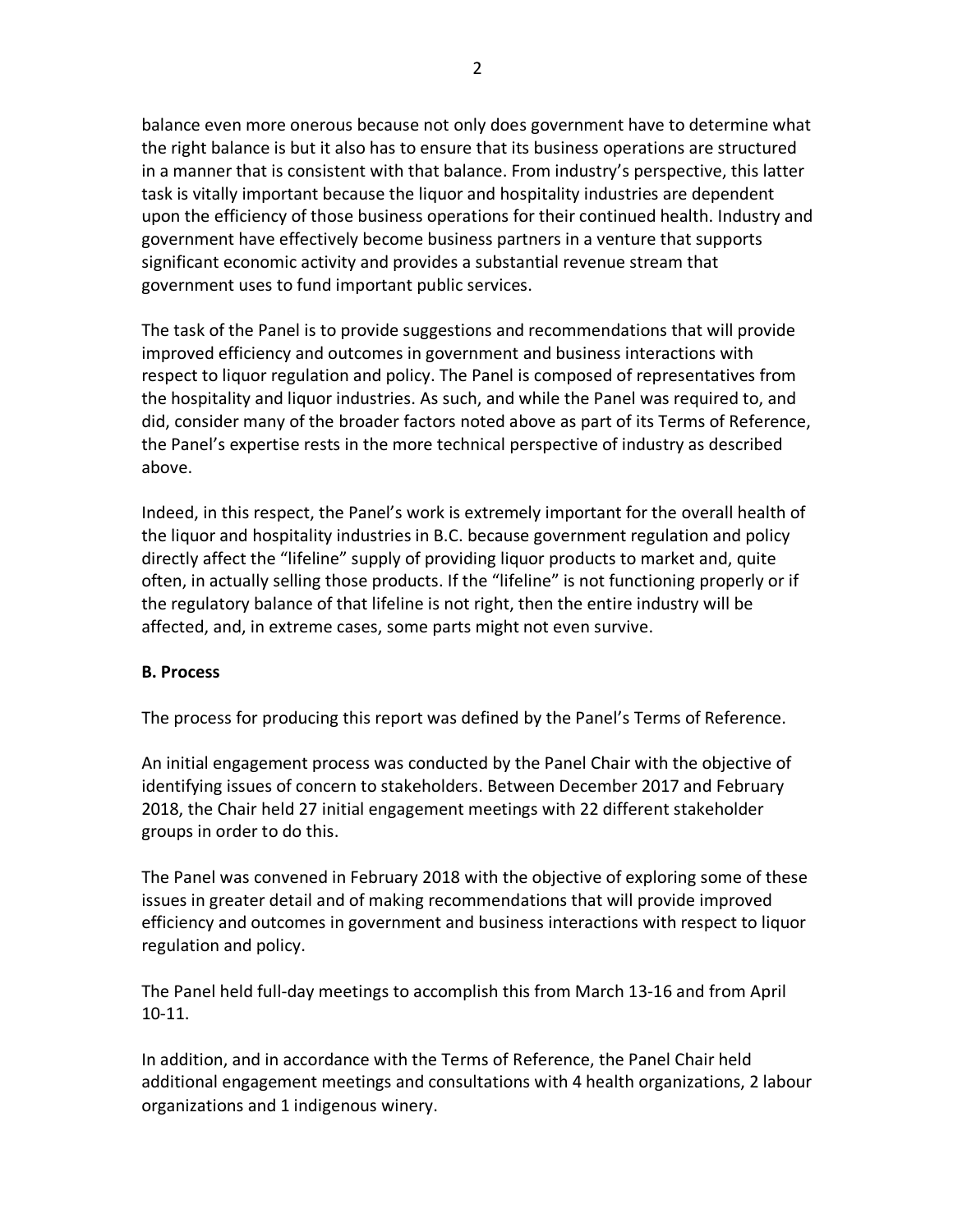balance even more onerous because not only does government have to determine what the right balance is but it also has to ensure that its business operations are structured in a manner that is consistent with that balance. From industry's perspective, this latter task is vitally important because the liquor and hospitality industries are dependent upon the efficiency of those business operations for their continued health. Industry and government have effectively become business partners in a venture that supports significant economic activity and provides a substantial revenue stream that government uses to fund important public services.

The task of the Panel is to provide suggestions and recommendations that will provide improved efficiency and outcomes in government and business interactions with respect to liquor regulation and policy. The Panel is composed of representatives from the hospitality and liquor industries. As such, and while the Panel was required to, and did, consider many of the broader factors noted above as part of its Terms of Reference, the Panel's expertise rests in the more technical perspective of industry as described above.

Indeed, in this respect, the Panel's work is extremely important for the overall health of the liquor and hospitality industries in B.C. because government regulation and policy directly affect the "lifeline" supply of providing liquor products to market and, quite often, in actually selling those products. If the "lifeline" is not functioning properly or if the regulatory balance of that lifeline is not right, then the entire industry will be affected, and, in extreme cases, some parts might not even survive.

**B. Process**

The process for producing this report was defined by the Panel's Terms of Reference.

An initial engagement process was conducted by the Panel Chair with the objective of identifying issues of concern to stakeholders. Between December 2017 and February 2018, the Chair held 27 initial engagement meetings with 22 different stakeholder groups in order to do this.

The Panel was convened in February 2018 with the objective of exploring some of these issues in greater detail and of making recommendations that will provide improved efficiency and outcomes in government and business interactions with respect to liquor regulation and policy.

The Panel held full-day meetings to accomplish this from March 13-16 and from April 10-11.

In addition, and in accordance with the Terms of Reference, the Panel Chair held additional engagement meetings and consultations with 4 health organizations, 2 labour organizations and 1 indigenous winery.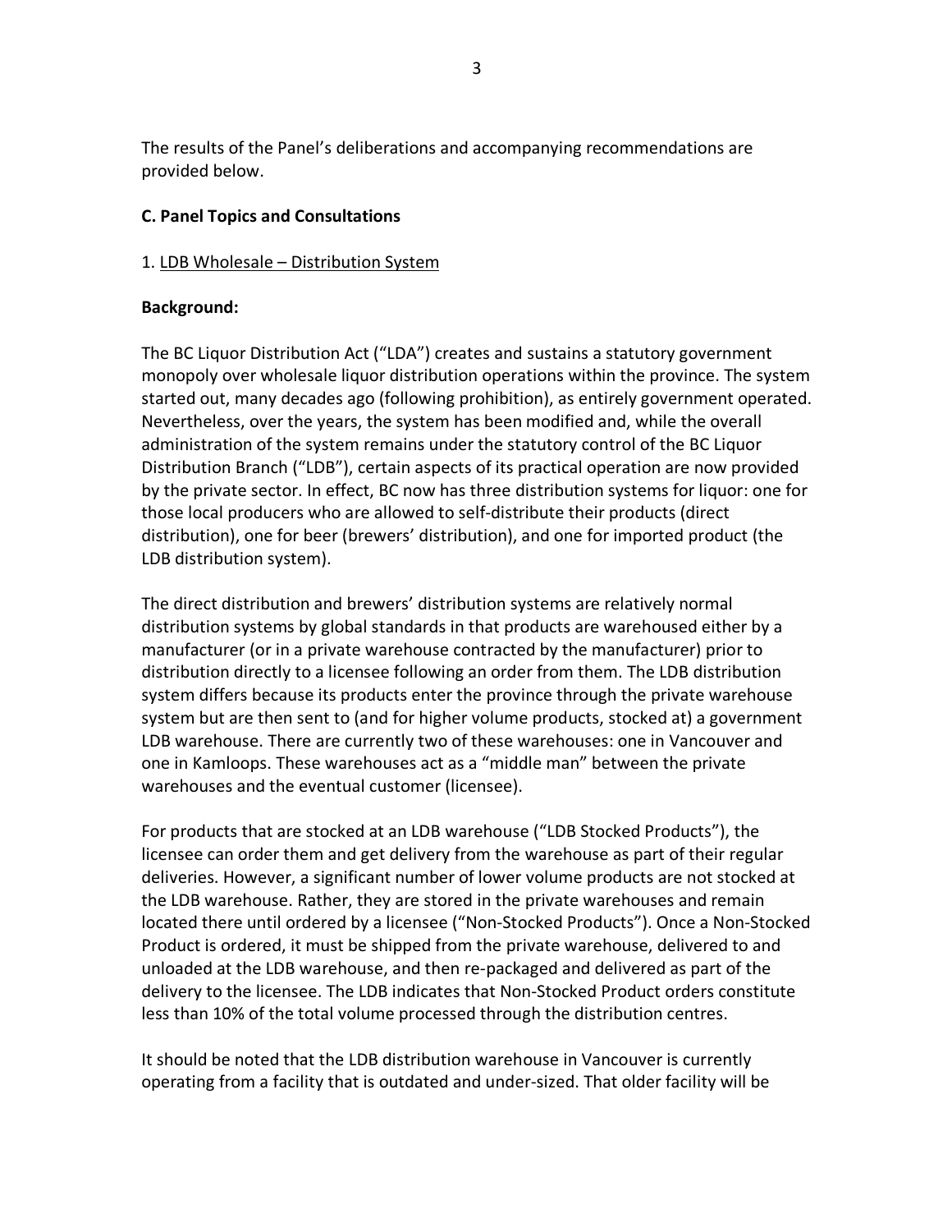The results of the Panel's deliberations and accompanying recommendations are provided below.

**C. Panel Topics and Consultations**

1. LDB Wholesale – Distribution System

**Background:**

The BC Liquor Distribution Act ("LDA") creates and sustains a statutory government monopoly over wholesale liquor distribution operations within the province. The system started out, many decades ago (following prohibition), as entirely government operated. Nevertheless, over the years, the system has been modified and, while the overall administration of the system remains under the statutory control of the BC Liquor Distribution Branch ("LDB"), certain aspects of its practical operation are now provided by the private sector. In effect, BC now has three distribution systems for liquor: one for those local producers who are allowed to self-distribute their products (direct distribution), one for beer (brewers' distribution), and one for imported product (the LDB distribution system).

The direct distribution and brewers' distribution systems are relatively normal distribution systems by global standards in that products are warehoused either by a manufacturer (or in a private warehouse contracted by the manufacturer) prior to distribution directly to a licensee following an order from them. The LDB distribution system differs because its products enter the province through the private warehouse system but are then sent to (and for higher volume products, stocked at) a government LDB warehouse. There are currently two of these warehouses: one in Vancouver and one in Kamloops. These warehouses act as a "middle man" between the private warehouses and the eventual customer (licensee).

For products that are stocked at an LDB warehouse ("LDB Stocked Products"), the licensee can order them and get delivery from the warehouse as part of their regular deliveries. However, a significant number of lower volume products are not stocked at the LDB warehouse. Rather, they are stored in the private warehouses and remain located there until ordered by a licensee ("Non-Stocked Products"). Once a Non-Stocked Product is ordered, it must be shipped from the private warehouse, delivered to and unloaded at the LDB warehouse, and then re-packaged and delivered as part of the delivery to the licensee. The LDB indicates that Non-Stocked Product orders constitute less than 10% of the total volume processed through the distribution centres.

It should be noted that the LDB distribution warehouse in Vancouver is currently operating from a facility that is outdated and under-sized. That older facility will be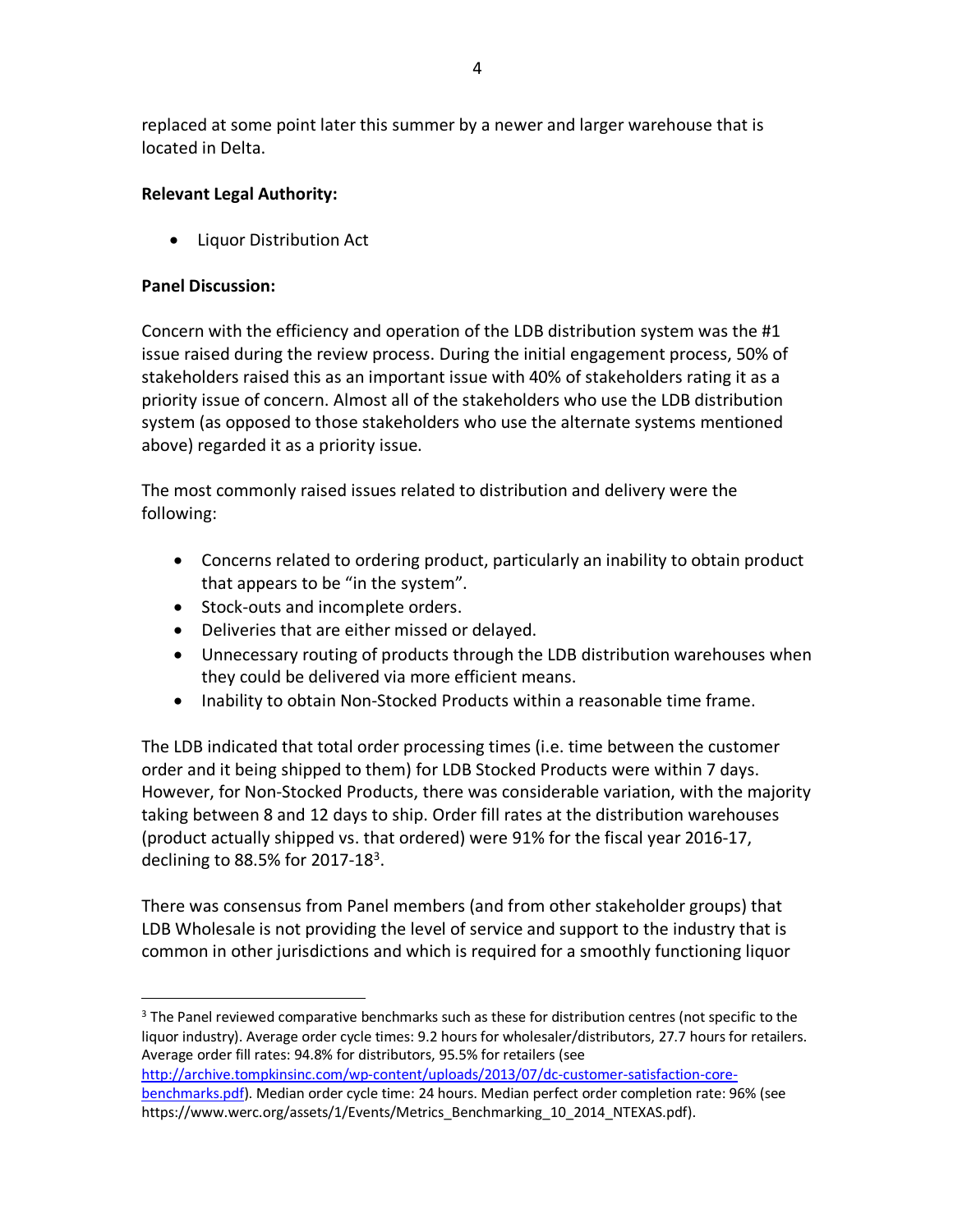replaced at some point later this summer by a newer and larger warehouse that is located in Delta.

**Relevant Legal Authority:**

- Liquor Distribution Act

**Panel Discussion:**

Concern with the efficiency and operation of the LDB distribution system was the #1 issue raised during the review process. During the initial engagement process, 50% of stakeholders raised this as an important issue with 40% of stakeholders rating it as a priority issue of concern. Almost all of the stakeholders who use the LDB distribution system (as opposed to those stakeholders who use the alternate systems mentioned above) regarded it as a priority issue.

The most commonly raised issues related to distribution and delivery were the following:

- Concerns related to ordering product, particularly an inability to obtain product that appears to be "in the system".
- Stock-outs and incomplete orders.
- Deliveries that are either missed or delayed.
- Unnecessary routing of products through the LDB distribution warehouses when they could be delivered via more efficient means.
- Inability to obtain Non-Stocked Products within a reasonable time frame.

The LDB indicated that total order processing times (i.e. time between the customer order and it being shipped to them) for LDB Stocked Products were within 7 days. However, for Non-Stocked Products, there was considerable variation, with the majority taking between 8 and 12 days to ship. Order fill rates at the distribution warehouses (product actually shipped vs. that ordered) were 91% for the fiscal year 2016-17, declining to 88.5% for 2017-18[3].

There was consensus from Panel members (and from other stakeholder groups) that LDB Wholesale is not providing the level of service and support to the industry that is common in other jurisdictions and which is required for a smoothly functioning liquor

[3] The Panel reviewed comparative benchmarks such as these for distribution centres (not specific to the liquor industry). Average order cycle times: 9.2 hours for wholesaler/distributors, 27.7 hours for retailers. Average order fill rates: 94.8% for distributors, 95.5% for retailers (see http://archive.tompkinsinc.com/wp-content/uploads/2013/07/dc-customer-satisfaction-core-benchmarks.pdf). Median order cycle time: 24 hours. Median perfect order completion rate: 96% (see https://www.werc.org/assets/1/Events/Metrics_Benchmarking_10_2014_NTEXAS.pdf).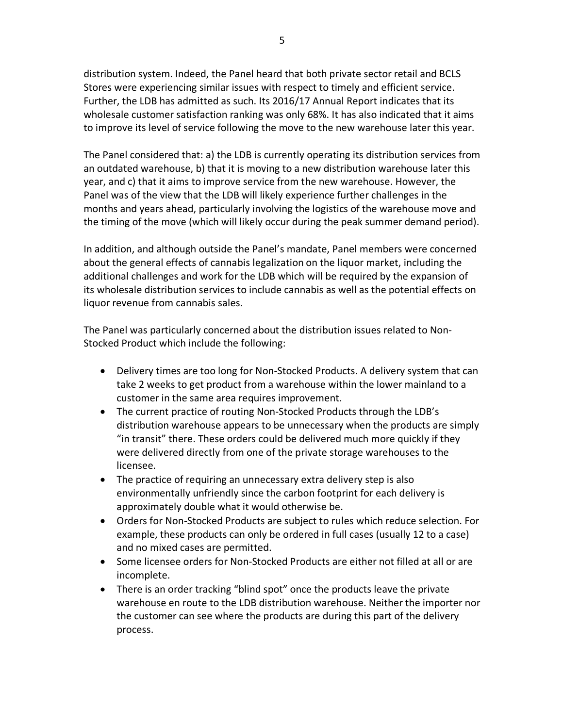distribution system. Indeed, the Panel heard that both private sector retail and BCLS Stores were experiencing similar issues with respect to timely and efficient service. Further, the LDB has admitted as such. Its 2016/17 Annual Report indicates that its wholesale customer satisfaction ranking was only 68%. It has also indicated that it aims to improve its level of service following the move to the new warehouse later this year.

The Panel considered that: a) the LDB is currently operating its distribution services from an outdated warehouse, b) that it is moving to a new distribution warehouse later this year, and c) that it aims to improve service from the new warehouse. However, the Panel was of the view that the LDB will likely experience further challenges in the months and years ahead, particularly involving the logistics of the warehouse move and the timing of the move (which will likely occur during the peak summer demand period).

In addition, and although outside the Panel's mandate, Panel members were concerned about the general effects of cannabis legalization on the liquor market, including the additional challenges and work for the LDB which will be required by the expansion of its wholesale distribution services to include cannabis as well as the potential effects on liquor revenue from cannabis sales.

The Panel was particularly concerned about the distribution issues related to Non-Stocked Product which include the following:

- Delivery times are too long for Non-Stocked Products. A delivery system that can take 2 weeks to get product from a warehouse within the lower mainland to a customer in the same area requires improvement.
- The current practice of routing Non-Stocked Products through the LDB's distribution warehouse appears to be unnecessary when the products are simply "in transit" there. These orders could be delivered much more quickly if they were delivered directly from one of the private storage warehouses to the licensee.
- The practice of requiring an unnecessary extra delivery step is also environmentally unfriendly since the carbon footprint for each delivery is approximately double what it would otherwise be.
- Orders for Non-Stocked Products are subject to rules which reduce selection. For example, these products can only be ordered in full cases (usually 12 to a case) and no mixed cases are permitted.
- Some licensee orders for Non-Stocked Products are either not filled at all or are incomplete.
- There is an order tracking "blind spot" once the products leave the private warehouse en route to the LDB distribution warehouse. Neither the importer nor the customer can see where the products are during this part of the delivery process.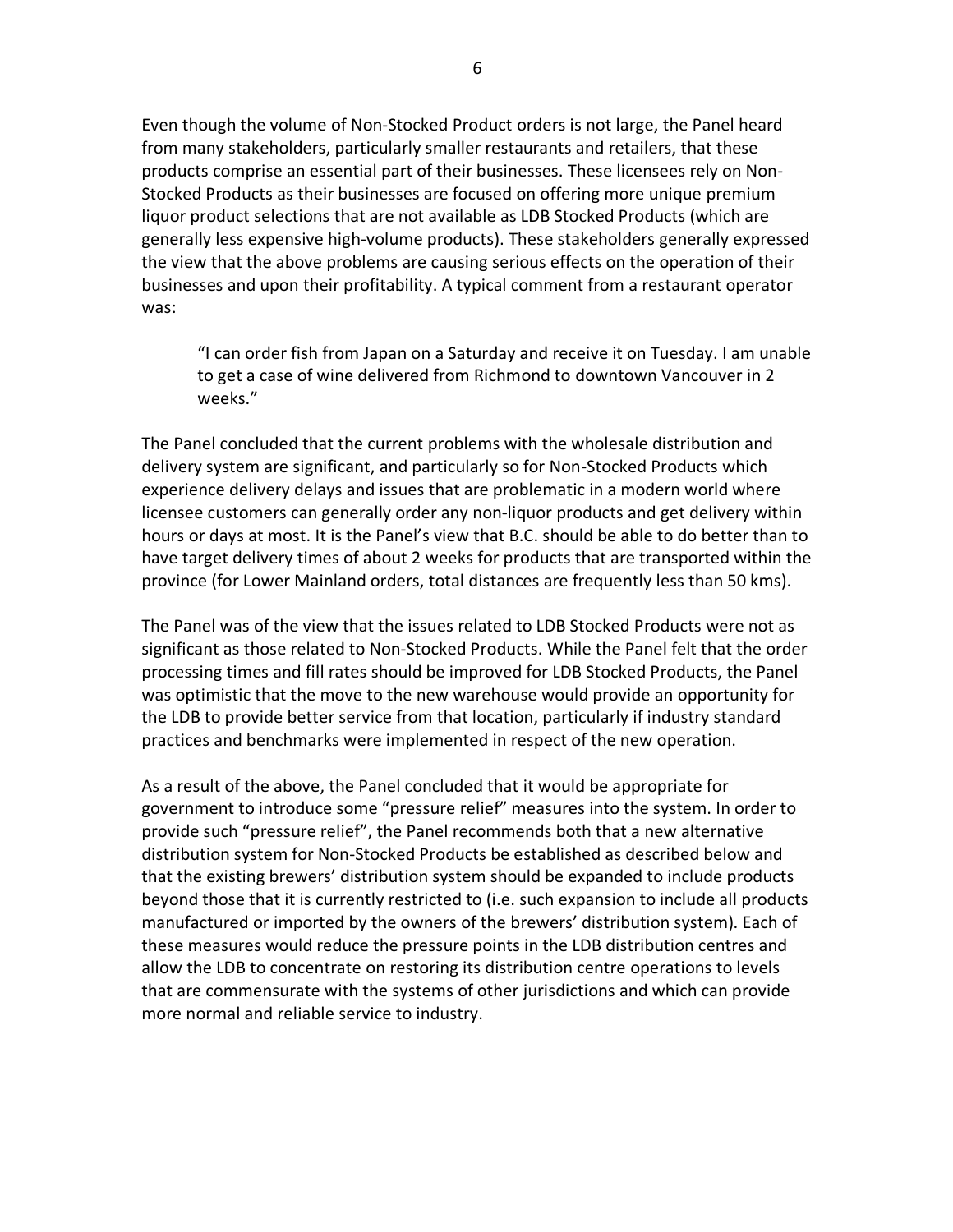Even though the volume of Non-Stocked Product orders is not large, the Panel heard from many stakeholders, particularly smaller restaurants and retailers, that these products comprise an essential part of their businesses. These licensees rely on Non-Stocked Products as their businesses are focused on offering more unique premium liquor product selections that are not available as LDB Stocked Products (which are generally less expensive high-volume products). These stakeholders generally expressed the view that the above problems are causing serious effects on the operation of their businesses and upon their profitability. A typical comment from a restaurant operator was:

> "I can order fish from Japan on a Saturday and receive it on Tuesday. I am unable to get a case of wine delivered from Richmond to downtown Vancouver in 2 weeks."

The Panel concluded that the current problems with the wholesale distribution and delivery system are significant, and particularly so for Non-Stocked Products which experience delivery delays and issues that are problematic in a modern world where licensee customers can generally order any non-liquor products and get delivery within hours or days at most. It is the Panel's view that B.C. should be able to do better than to have target delivery times of about 2 weeks for products that are transported within the province (for Lower Mainland orders, total distances are frequently less than 50 kms).

The Panel was of the view that the issues related to LDB Stocked Products were not as significant as those related to Non-Stocked Products. While the Panel felt that the order processing times and fill rates should be improved for LDB Stocked Products, the Panel was optimistic that the move to the new warehouse would provide an opportunity for the LDB to provide better service from that location, particularly if industry standard practices and benchmarks were implemented in respect of the new operation.

As a result of the above, the Panel concluded that it would be appropriate for government to introduce some "pressure relief" measures into the system. In order to provide such "pressure relief", the Panel recommends both that a new alternative distribution system for Non-Stocked Products be established as described below and that the existing brewers' distribution system should be expanded to include products beyond those that it is currently restricted to (i.e. such expansion to include all products manufactured or imported by the owners of the brewers' distribution system). Each of these measures would reduce the pressure points in the LDB distribution centres and allow the LDB to concentrate on restoring its distribution centre operations to levels that are commensurate with the systems of other jurisdictions and which can provide more normal and reliable service to industry.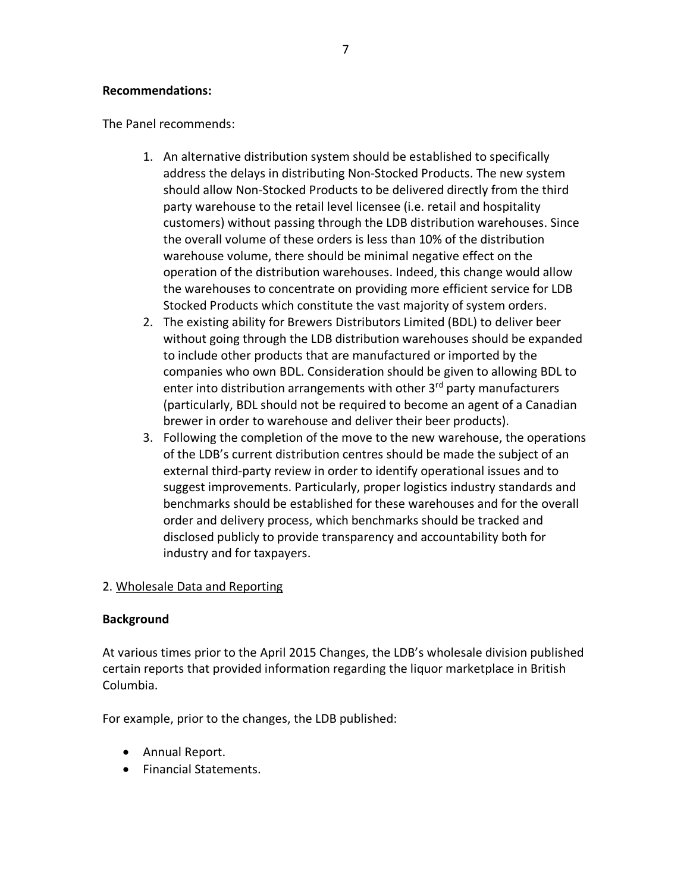**Recommendations:**

The Panel recommends:

1. An alternative distribution system should be established to specifically address the delays in distributing Non-Stocked Products. The new system should allow Non-Stocked Products to be delivered directly from the third party warehouse to the retail level licensee (i.e. retail and hospitality customers) without passing through the LDB distribution warehouses. Since the overall volume of these orders is less than 10% of the distribution warehouse volume, there should be minimal negative effect on the operation of the distribution warehouses. Indeed, this change would allow the warehouses to concentrate on providing more efficient service for LDB Stocked Products which constitute the vast majority of system orders.
2. The existing ability for Brewers Distributors Limited (BDL) to deliver beer without going through the LDB distribution warehouses should be expanded to include other products that are manufactured or imported by the companies who own BDL. Consideration should be given to allowing BDL to enter into distribution arrangements with other 3rd party manufacturers (particularly, BDL should not be required to become an agent of a Canadian brewer in order to warehouse and deliver their beer products).
3. Following the completion of the move to the new warehouse, the operations of the LDB's current distribution centres should be made the subject of an external third-party review in order to identify operational issues and to suggest improvements. Particularly, proper logistics industry standards and benchmarks should be established for these warehouses and for the overall order and delivery process, which benchmarks should be tracked and disclosed publicly to provide transparency and accountability both for industry and for taxpayers.

2. Wholesale Data and Reporting

**Background**

At various times prior to the April 2015 Changes, the LDB's wholesale division published certain reports that provided information regarding the liquor marketplace in British Columbia.

For example, prior to the changes, the LDB published:

- Annual Report.
- Financial Statements.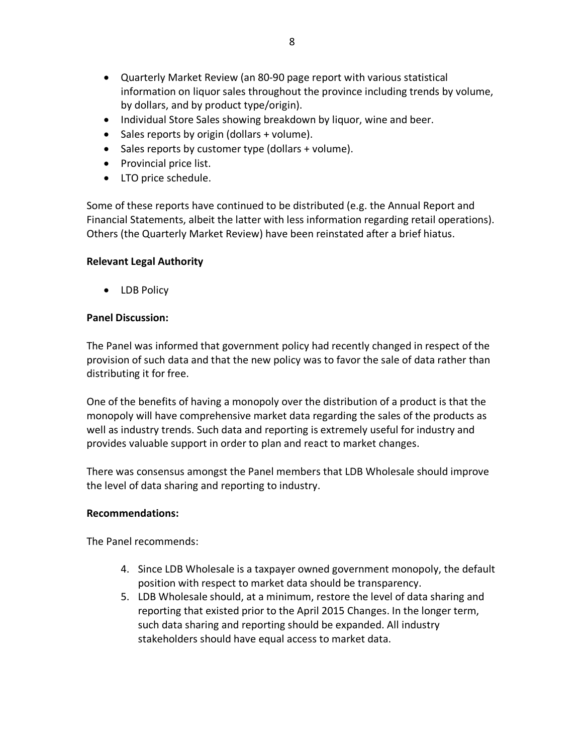- Quarterly Market Review (an 80-90 page report with various statistical information on liquor sales throughout the province including trends by volume, by dollars, and by product type/origin).
- Individual Store Sales showing breakdown by liquor, wine and beer.
- Sales reports by origin (dollars + volume).
- Sales reports by customer type (dollars + volume).
- Provincial price list.
- LTO price schedule.

Some of these reports have continued to be distributed (e.g. the Annual Report and Financial Statements, albeit the latter with less information regarding retail operations). Others (the Quarterly Market Review) have been reinstated after a brief hiatus.

**Relevant Legal Authority**

- LDB Policy

**Panel Discussion:**

The Panel was informed that government policy had recently changed in respect of the provision of such data and that the new policy was to favor the sale of data rather than distributing it for free.

One of the benefits of having a monopoly over the distribution of a product is that the monopoly will have comprehensive market data regarding the sales of the products as well as industry trends. Such data and reporting is extremely useful for industry and provides valuable support in order to plan and react to market changes.

There was consensus amongst the Panel members that LDB Wholesale should improve the level of data sharing and reporting to industry.

**Recommendations:**

The Panel recommends:

4. Since LDB Wholesale is a taxpayer owned government monopoly, the default position with respect to market data should be transparency.
5. LDB Wholesale should, at a minimum, restore the level of data sharing and reporting that existed prior to the April 2015 Changes. In the longer term, such data sharing and reporting should be expanded. All industry stakeholders should have equal access to market data.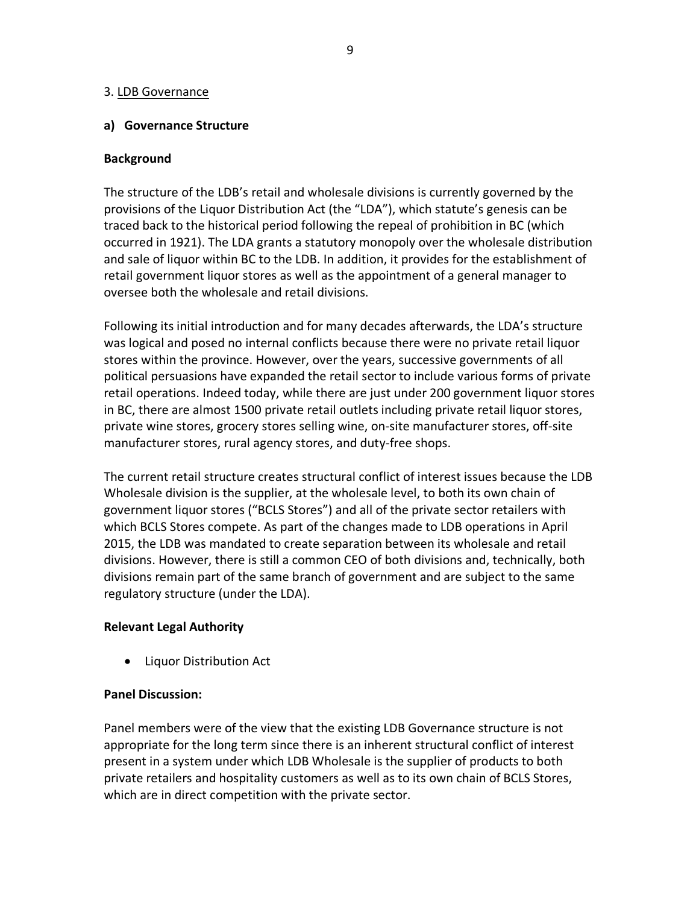## 3. LDB Governance

### a) Governance Structure

**Background**

The structure of the LDB's retail and wholesale divisions is currently governed by the provisions of the Liquor Distribution Act (the "LDA"), which statute's genesis can be traced back to the historical period following the repeal of prohibition in BC (which occurred in 1921). The LDA grants a statutory monopoly over the wholesale distribution and sale of liquor within BC to the LDB. In addition, it provides for the establishment of retail government liquor stores as well as the appointment of a general manager to oversee both the wholesale and retail divisions.

Following its initial introduction and for many decades afterwards, the LDA's structure was logical and posed no internal conflicts because there were no private retail liquor stores within the province. However, over the years, successive governments of all political persuasions have expanded the retail sector to include various forms of private retail operations. Indeed today, while there are just under 200 government liquor stores in BC, there are almost 1500 private retail outlets including private retail liquor stores, private wine stores, grocery stores selling wine, on-site manufacturer stores, off-site manufacturer stores, rural agency stores, and duty-free shops.

The current retail structure creates structural conflict of interest issues because the LDB Wholesale division is the supplier, at the wholesale level, to both its own chain of government liquor stores ("BCLS Stores") and all of the private sector retailers with which BCLS Stores compete. As part of the changes made to LDB operations in April 2015, the LDB was mandated to create separation between its wholesale and retail divisions. However, there is still a common CEO of both divisions and, technically, both divisions remain part of the same branch of government and are subject to the same regulatory structure (under the LDA).

**Relevant Legal Authority**

- Liquor Distribution Act

**Panel Discussion:**

Panel members were of the view that the existing LDB Governance structure is not appropriate for the long term since there is an inherent structural conflict of interest present in a system under which LDB Wholesale is the supplier of products to both private retailers and hospitality customers as well as to its own chain of BCLS Stores, which are in direct competition with the private sector.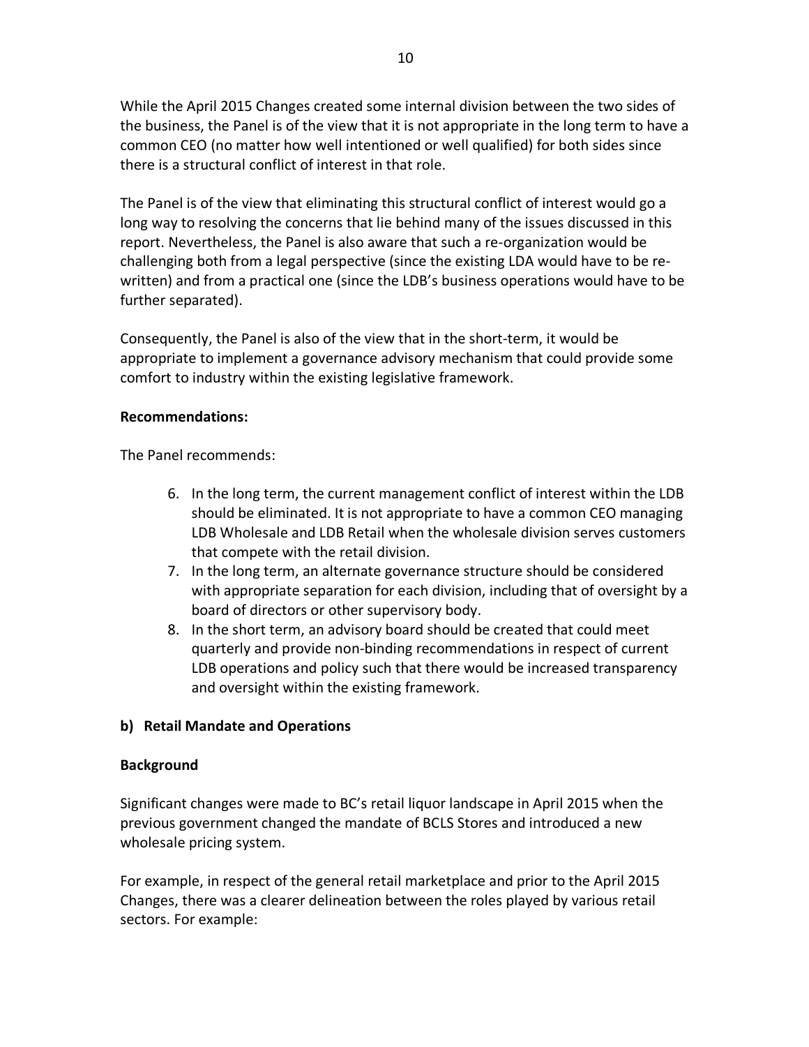While the April 2015 Changes created some internal division between the two sides of the business, the Panel is of the view that it is not appropriate in the long term to have a common CEO (no matter how well intentioned or well qualified) for both sides since there is a structural conflict of interest in that role.

The Panel is of the view that eliminating this structural conflict of interest would go a long way to resolving the concerns that lie behind many of the issues discussed in this report. Nevertheless, the Panel is also aware that such a re-organization would be challenging both from a legal perspective (since the existing LDA would have to be re-written) and from a practical one (since the LDB's business operations would have to be further separated).

Consequently, the Panel is also of the view that in the short-term, it would be appropriate to implement a governance advisory mechanism that could provide some comfort to industry within the existing legislative framework.

**Recommendations:**

The Panel recommends:

6. In the long term, the current management conflict of interest within the LDB should be eliminated. It is not appropriate to have a common CEO managing LDB Wholesale and LDB Retail when the wholesale division serves customers that compete with the retail division.
7. In the long term, an alternate governance structure should be considered with appropriate separation for each division, including that of oversight by a board of directors or other supervisory body.
8. In the short term, an advisory board should be created that could meet quarterly and provide non-binding recommendations in respect of current LDB operations and policy such that there would be increased transparency and oversight within the existing framework.

### b) Retail Mandate and Operations

**Background**

Significant changes were made to BC's retail liquor landscape in April 2015 when the previous government changed the mandate of BCLS Stores and introduced a new wholesale pricing system.

For example, in respect of the general retail marketplace and prior to the April 2015 Changes, there was a clearer delineation between the roles played by various retail sectors. For example: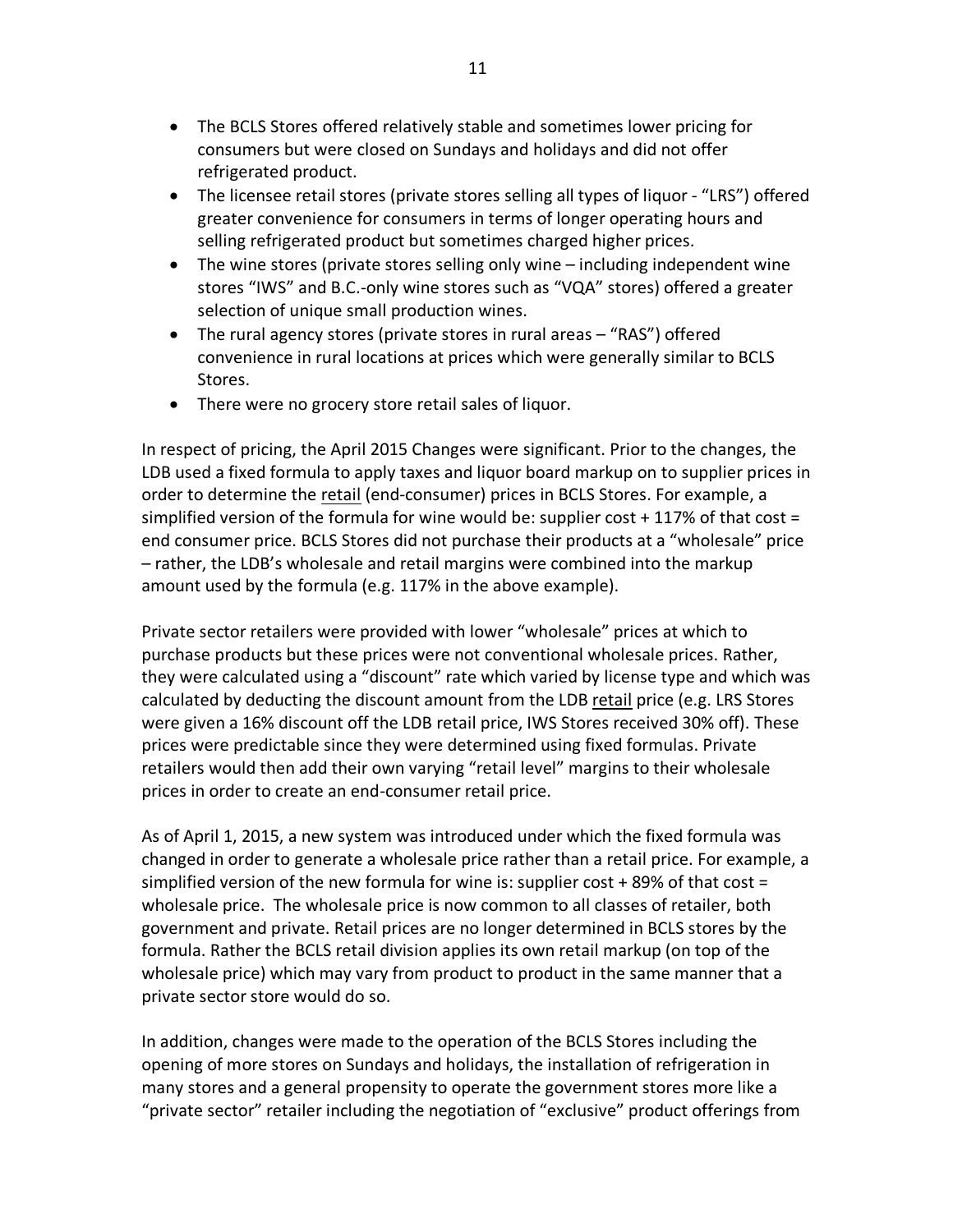- The BCLS Stores offered relatively stable and sometimes lower pricing for consumers but were closed on Sundays and holidays and did not offer refrigerated product.
- The licensee retail stores (private stores selling all types of liquor - "LRS") offered greater convenience for consumers in terms of longer operating hours and selling refrigerated product but sometimes charged higher prices.
- The wine stores (private stores selling only wine – including independent wine stores "IWS" and B.C.-only wine stores such as "VQA" stores) offered a greater selection of unique small production wines.
- The rural agency stores (private stores in rural areas – "RAS") offered convenience in rural locations at prices which were generally similar to BCLS Stores.
- There were no grocery store retail sales of liquor.

In respect of pricing, the April 2015 Changes were significant. Prior to the changes, the LDB used a fixed formula to apply taxes and liquor board markup on to supplier prices in order to determine the <u>retail</u> (end-consumer) prices in BCLS Stores. For example, a simplified version of the formula for wine would be: supplier cost + 117% of that cost = end consumer price. BCLS Stores did not purchase their products at a "wholesale" price – rather, the LDB's wholesale and retail margins were combined into the markup amount used by the formula (e.g. 117% in the above example).

Private sector retailers were provided with lower "wholesale" prices at which to purchase products but these prices were not conventional wholesale prices. Rather, they were calculated using a "discount" rate which varied by license type and which was calculated by deducting the discount amount from the LDB <u>retail</u> price (e.g. LRS Stores were given a 16% discount off the LDB retail price, IWS Stores received 30% off). These prices were predictable since they were determined using fixed formulas. Private retailers would then add their own varying "retail level" margins to their wholesale prices in order to create an end-consumer retail price.

As of April 1, 2015, a new system was introduced under which the fixed formula was changed in order to generate a wholesale price rather than a retail price. For example, a simplified version of the new formula for wine is: supplier cost + 89% of that cost = wholesale price. The wholesale price is now common to all classes of retailer, both government and private. Retail prices are no longer determined in BCLS stores by the formula. Rather the BCLS retail division applies its own retail markup (on top of the wholesale price) which may vary from product to product in the same manner that a private sector store would do so.

In addition, changes were made to the operation of the BCLS Stores including the opening of more stores on Sundays and holidays, the installation of refrigeration in many stores and a general propensity to operate the government stores more like a "private sector" retailer including the negotiation of "exclusive" product offerings from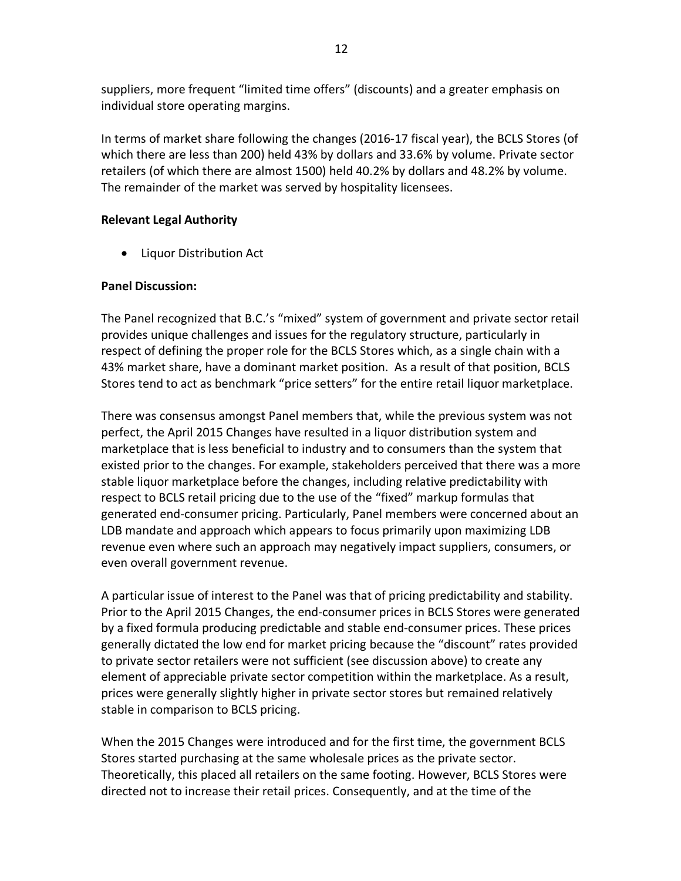suppliers, more frequent "limited time offers" (discounts) and a greater emphasis on individual store operating margins.

In terms of market share following the changes (2016-17 fiscal year), the BCLS Stores (of which there are less than 200) held 43% by dollars and 33.6% by volume. Private sector retailers (of which there are almost 1500) held 40.2% by dollars and 48.2% by volume. The remainder of the market was served by hospitality licensees.

**Relevant Legal Authority**

- Liquor Distribution Act

**Panel Discussion:**

The Panel recognized that B.C.'s "mixed" system of government and private sector retail provides unique challenges and issues for the regulatory structure, particularly in respect of defining the proper role for the BCLS Stores which, as a single chain with a 43% market share, have a dominant market position. As a result of that position, BCLS Stores tend to act as benchmark "price setters" for the entire retail liquor marketplace.

There was consensus amongst Panel members that, while the previous system was not perfect, the April 2015 Changes have resulted in a liquor distribution system and marketplace that is less beneficial to industry and to consumers than the system that existed prior to the changes. For example, stakeholders perceived that there was a more stable liquor marketplace before the changes, including relative predictability with respect to BCLS retail pricing due to the use of the "fixed" markup formulas that generated end-consumer pricing. Particularly, Panel members were concerned about an LDB mandate and approach which appears to focus primarily upon maximizing LDB revenue even where such an approach may negatively impact suppliers, consumers, or even overall government revenue.

A particular issue of interest to the Panel was that of pricing predictability and stability. Prior to the April 2015 Changes, the end-consumer prices in BCLS Stores were generated by a fixed formula producing predictable and stable end-consumer prices. These prices generally dictated the low end for market pricing because the "discount" rates provided to private sector retailers were not sufficient (see discussion above) to create any element of appreciable private sector competition within the marketplace. As a result, prices were generally slightly higher in private sector stores but remained relatively stable in comparison to BCLS pricing.

When the 2015 Changes were introduced and for the first time, the government BCLS Stores started purchasing at the same wholesale prices as the private sector. Theoretically, this placed all retailers on the same footing. However, BCLS Stores were directed not to increase their retail prices. Consequently, and at the time of the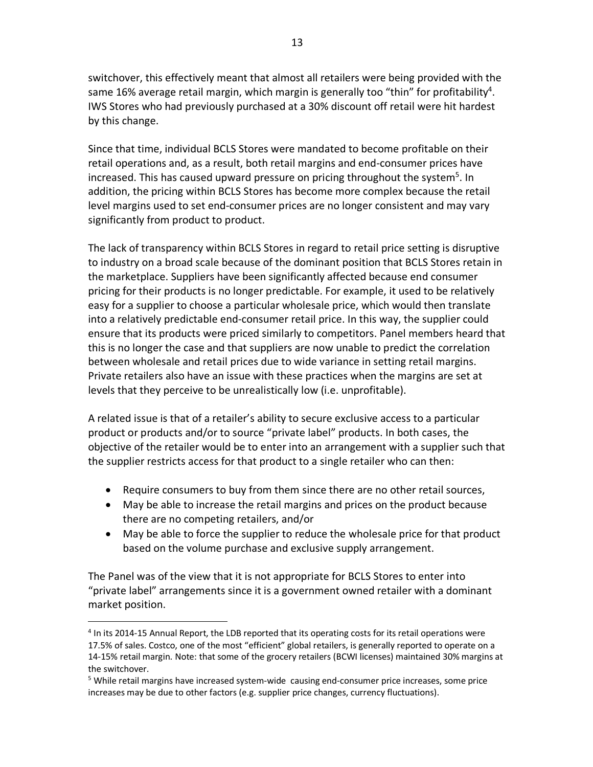switchover, this effectively meant that almost all retailers were being provided with the same 16% average retail margin, which margin is generally too "thin" for profitability[4]. IWS Stores who had previously purchased at a 30% discount off retail were hit hardest by this change.

Since that time, individual BCLS Stores were mandated to become profitable on their retail operations and, as a result, both retail margins and end-consumer prices have increased. This has caused upward pressure on pricing throughout the system[5]. In addition, the pricing within BCLS Stores has become more complex because the retail level margins used to set end-consumer prices are no longer consistent and may vary significantly from product to product.

The lack of transparency within BCLS Stores in regard to retail price setting is disruptive to industry on a broad scale because of the dominant position that BCLS Stores retain in the marketplace. Suppliers have been significantly affected because end consumer pricing for their products is no longer predictable. For example, it used to be relatively easy for a supplier to choose a particular wholesale price, which would then translate into a relatively predictable end-consumer retail price. In this way, the supplier could ensure that its products were priced similarly to competitors. Panel members heard that this is no longer the case and that suppliers are now unable to predict the correlation between wholesale and retail prices due to wide variance in setting retail margins. Private retailers also have an issue with these practices when the margins are set at levels that they perceive to be unrealistically low (i.e. unprofitable).

A related issue is that of a retailer's ability to secure exclusive access to a particular product or products and/or to source "private label" products. In both cases, the objective of the retailer would be to enter into an arrangement with a supplier such that the supplier restricts access for that product to a single retailer who can then:

- Require consumers to buy from them since there are no other retail sources,
- May be able to increase the retail margins and prices on the product because there are no competing retailers, and/or
- May be able to force the supplier to reduce the wholesale price for that product based on the volume purchase and exclusive supply arrangement.

The Panel was of the view that it is not appropriate for BCLS Stores to enter into "private label" arrangements since it is a government owned retailer with a dominant market position.

---

[4] In its 2014-15 Annual Report, the LDB reported that its operating costs for its retail operations were 17.5% of sales. Costco, one of the most "efficient" global retailers, is generally reported to operate on a 14-15% retail margin. Note: that some of the grocery retailers (BCWI licenses) maintained 30% margins at the switchover.

[5] While retail margins have increased system-wide causing end-consumer price increases, some price increases may be due to other factors (e.g. supplier price changes, currency fluctuations).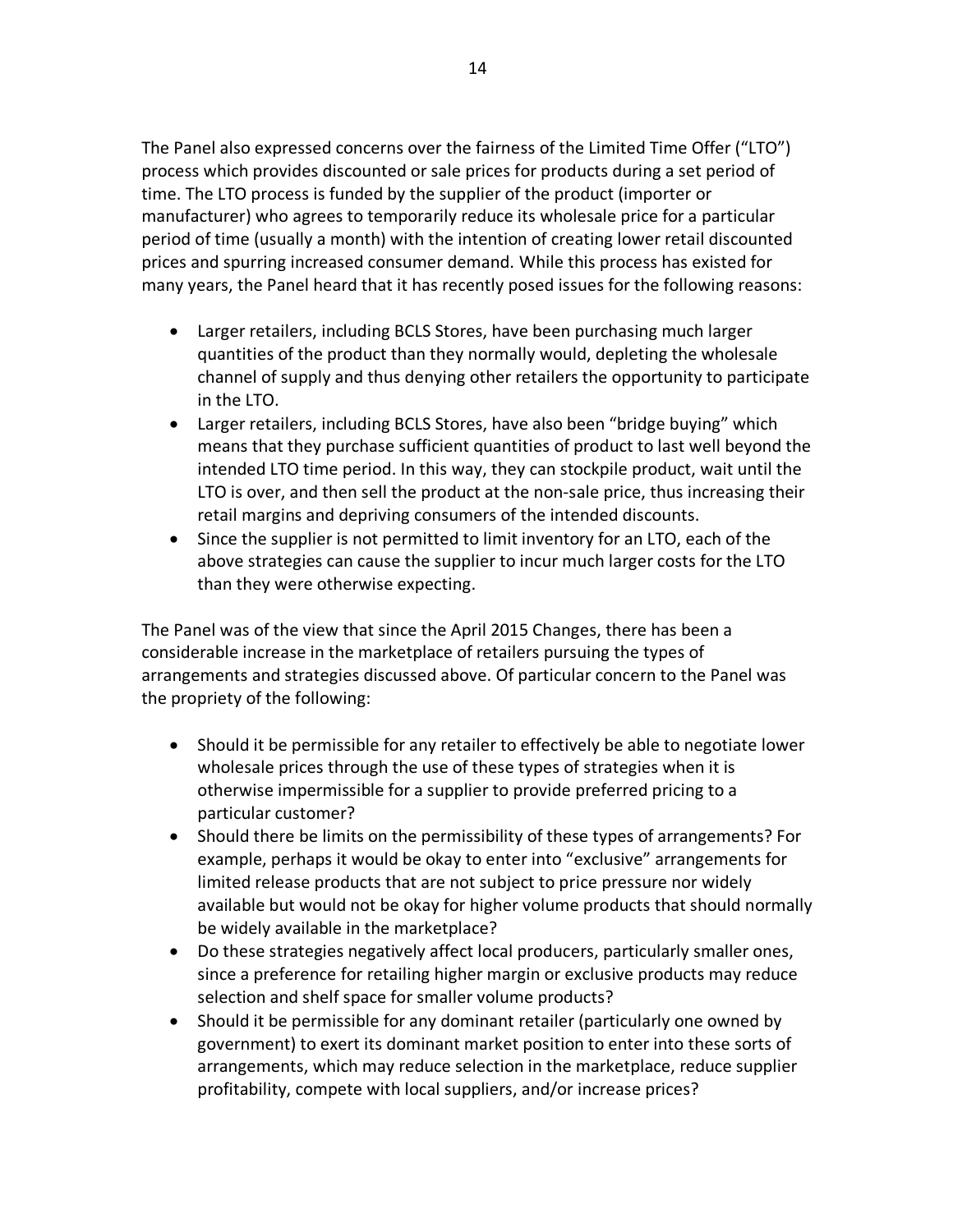The Panel also expressed concerns over the fairness of the Limited Time Offer ("LTO") process which provides discounted or sale prices for products during a set period of time. The LTO process is funded by the supplier of the product (importer or manufacturer) who agrees to temporarily reduce its wholesale price for a particular period of time (usually a month) with the intention of creating lower retail discounted prices and spurring increased consumer demand. While this process has existed for many years, the Panel heard that it has recently posed issues for the following reasons:

- Larger retailers, including BCLS Stores, have been purchasing much larger quantities of the product than they normally would, depleting the wholesale channel of supply and thus denying other retailers the opportunity to participate in the LTO.
- Larger retailers, including BCLS Stores, have also been "bridge buying" which means that they purchase sufficient quantities of product to last well beyond the intended LTO time period. In this way, they can stockpile product, wait until the LTO is over, and then sell the product at the non-sale price, thus increasing their retail margins and depriving consumers of the intended discounts.
- Since the supplier is not permitted to limit inventory for an LTO, each of the above strategies can cause the supplier to incur much larger costs for the LTO than they were otherwise expecting.

The Panel was of the view that since the April 2015 Changes, there has been a considerable increase in the marketplace of retailers pursuing the types of arrangements and strategies discussed above. Of particular concern to the Panel was the propriety of the following:

- Should it be permissible for any retailer to effectively be able to negotiate lower wholesale prices through the use of these types of strategies when it is otherwise impermissible for a supplier to provide preferred pricing to a particular customer?
- Should there be limits on the permissibility of these types of arrangements? For example, perhaps it would be okay to enter into "exclusive" arrangements for limited release products that are not subject to price pressure nor widely available but would not be okay for higher volume products that should normally be widely available in the marketplace?
- Do these strategies negatively affect local producers, particularly smaller ones, since a preference for retailing higher margin or exclusive products may reduce selection and shelf space for smaller volume products?
- Should it be permissible for any dominant retailer (particularly one owned by government) to exert its dominant market position to enter into these sorts of arrangements, which may reduce selection in the marketplace, reduce supplier profitability, compete with local suppliers, and/or increase prices?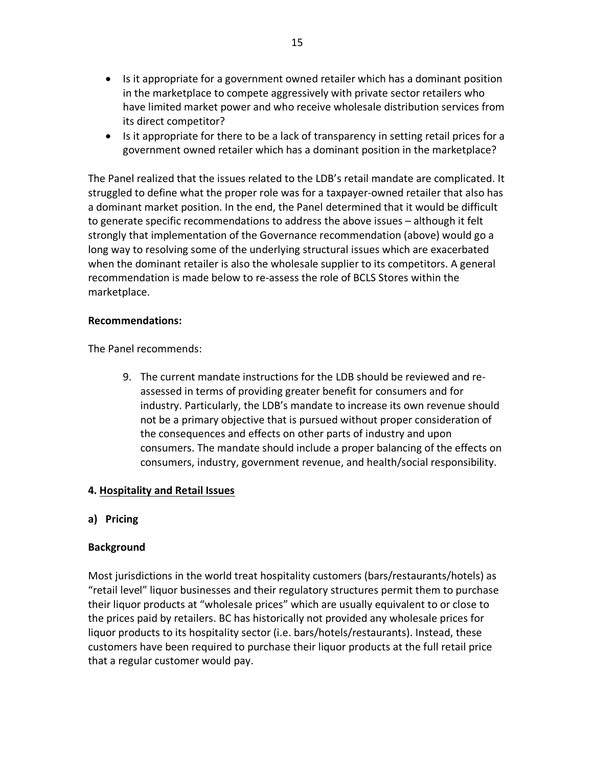- Is it appropriate for a government owned retailer which has a dominant position in the marketplace to compete aggressively with private sector retailers who have limited market power and who receive wholesale distribution services from its direct competitor?
- Is it appropriate for there to be a lack of transparency in setting retail prices for a government owned retailer which has a dominant position in the marketplace?

The Panel realized that the issues related to the LDB's retail mandate are complicated. It struggled to define what the proper role was for a taxpayer-owned retailer that also has a dominant market position. In the end, the Panel determined that it would be difficult to generate specific recommendations to address the above issues – although it felt strongly that implementation of the Governance recommendation (above) would go a long way to resolving some of the underlying structural issues which are exacerbated when the dominant retailer is also the wholesale supplier to its competitors. A general recommendation is made below to re-assess the role of BCLS Stores within the marketplace.

**Recommendations:**

The Panel recommends:

9. The current mandate instructions for the LDB should be reviewed and re-assessed in terms of providing greater benefit for consumers and for industry. Particularly, the LDB's mandate to increase its own revenue should not be a primary objective that is pursued without proper consideration of the consequences and effects on other parts of industry and upon consumers. The mandate should include a proper balancing of the effects on consumers, industry, government revenue, and health/social responsibility.

## 4. Hospitality and Retail Issues

### a) Pricing

**Background**

Most jurisdictions in the world treat hospitality customers (bars/restaurants/hotels) as "retail level" liquor businesses and their regulatory structures permit them to purchase their liquor products at "wholesale prices" which are usually equivalent to or close to the prices paid by retailers. BC has historically not provided any wholesale prices for liquor products to its hospitality sector (i.e. bars/hotels/restaurants). Instead, these customers have been required to purchase their liquor products at the full retail price that a regular customer would pay.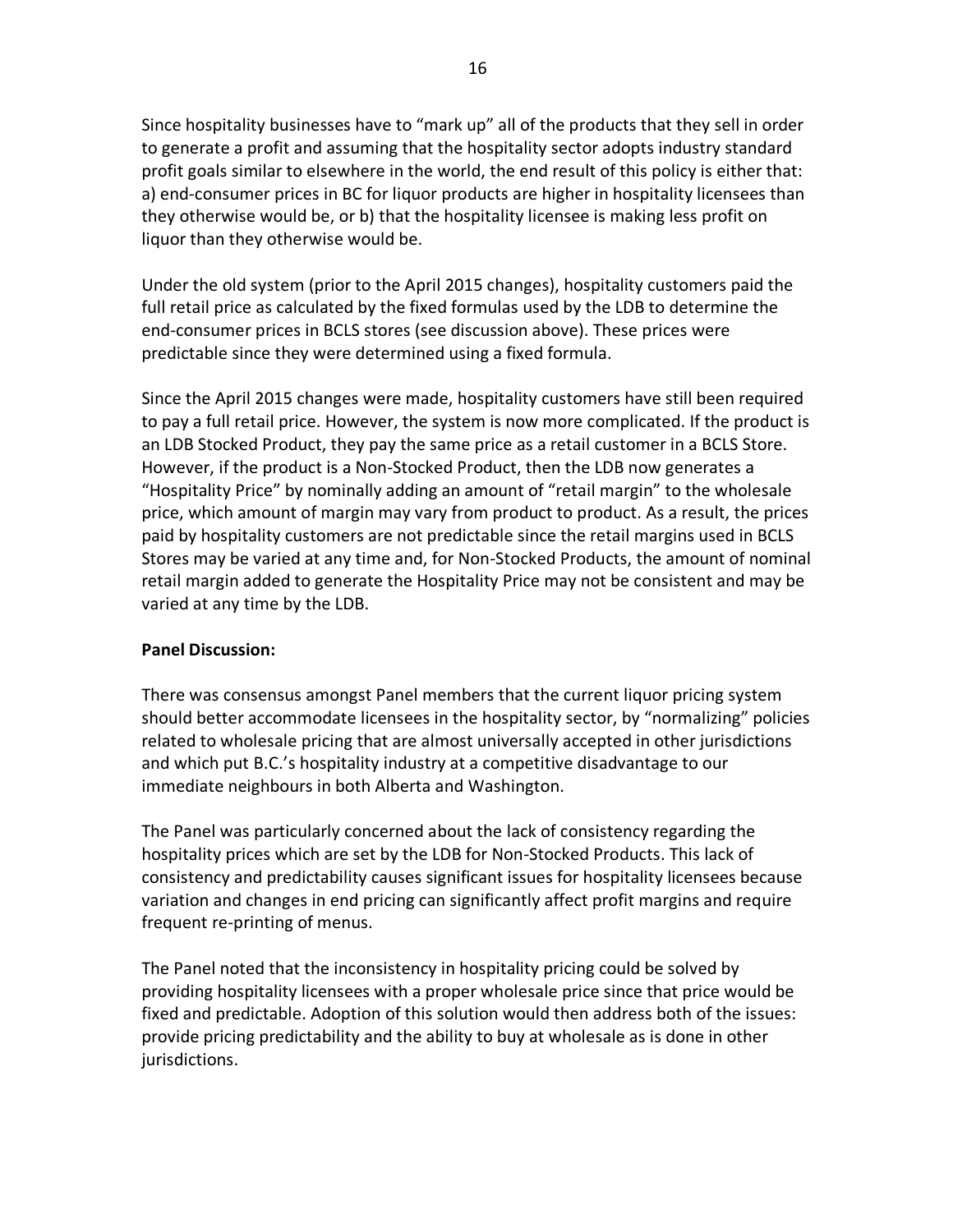Since hospitality businesses have to "mark up" all of the products that they sell in order to generate a profit and assuming that the hospitality sector adopts industry standard profit goals similar to elsewhere in the world, the end result of this policy is either that: a) end-consumer prices in BC for liquor products are higher in hospitality licensees than they otherwise would be, or b) that the hospitality licensee is making less profit on liquor than they otherwise would be.

Under the old system (prior to the April 2015 changes), hospitality customers paid the full retail price as calculated by the fixed formulas used by the LDB to determine the end-consumer prices in BCLS stores (see discussion above). These prices were predictable since they were determined using a fixed formula.

Since the April 2015 changes were made, hospitality customers have still been required to pay a full retail price. However, the system is now more complicated. If the product is an LDB Stocked Product, they pay the same price as a retail customer in a BCLS Store. However, if the product is a Non-Stocked Product, then the LDB now generates a "Hospitality Price" by nominally adding an amount of "retail margin" to the wholesale price, which amount of margin may vary from product to product. As a result, the prices paid by hospitality customers are not predictable since the retail margins used in BCLS Stores may be varied at any time and, for Non-Stocked Products, the amount of nominal retail margin added to generate the Hospitality Price may not be consistent and may be varied at any time by the LDB.

**Panel Discussion:**

There was consensus amongst Panel members that the current liquor pricing system should better accommodate licensees in the hospitality sector, by "normalizing" policies related to wholesale pricing that are almost universally accepted in other jurisdictions and which put B.C.'s hospitality industry at a competitive disadvantage to our immediate neighbours in both Alberta and Washington.

The Panel was particularly concerned about the lack of consistency regarding the hospitality prices which are set by the LDB for Non-Stocked Products. This lack of consistency and predictability causes significant issues for hospitality licensees because variation and changes in end pricing can significantly affect profit margins and require frequent re-printing of menus.

The Panel noted that the inconsistency in hospitality pricing could be solved by providing hospitality licensees with a proper wholesale price since that price would be fixed and predictable. Adoption of this solution would then address both of the issues: provide pricing predictability and the ability to buy at wholesale as is done in other jurisdictions.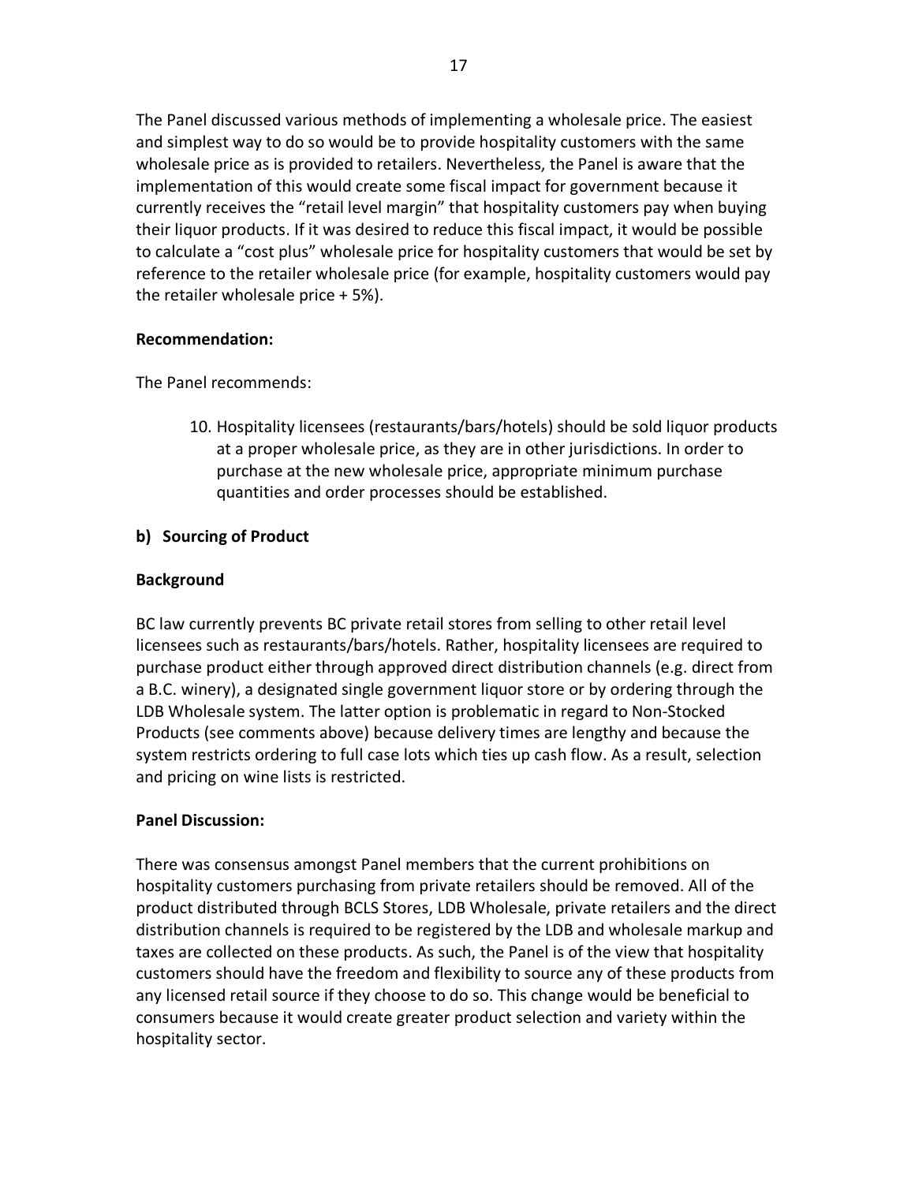The Panel discussed various methods of implementing a wholesale price. The easiest and simplest way to do so would be to provide hospitality customers with the same wholesale price as is provided to retailers. Nevertheless, the Panel is aware that the implementation of this would create some fiscal impact for government because it currently receives the "retail level margin" that hospitality customers pay when buying their liquor products. If it was desired to reduce this fiscal impact, it would be possible to calculate a "cost plus" wholesale price for hospitality customers that would be set by reference to the retailer wholesale price (for example, hospitality customers would pay the retailer wholesale price + 5%).

**Recommendation:**

The Panel recommends:

10. Hospitality licensees (restaurants/bars/hotels) should be sold liquor products at a proper wholesale price, as they are in other jurisdictions. In order to purchase at the new wholesale price, appropriate minimum purchase quantities and order processes should be established.

### b) Sourcing of Product

**Background**

BC law currently prevents BC private retail stores from selling to other retail level licensees such as restaurants/bars/hotels. Rather, hospitality licensees are required to purchase product either through approved direct distribution channels (e.g. direct from a B.C. winery), a designated single government liquor store or by ordering through the LDB Wholesale system. The latter option is problematic in regard to Non-Stocked Products (see comments above) because delivery times are lengthy and because the system restricts ordering to full case lots which ties up cash flow. As a result, selection and pricing on wine lists is restricted.

**Panel Discussion:**

There was consensus amongst Panel members that the current prohibitions on hospitality customers purchasing from private retailers should be removed. All of the product distributed through BCLS Stores, LDB Wholesale, private retailers and the direct distribution channels is required to be registered by the LDB and wholesale markup and taxes are collected on these products. As such, the Panel is of the view that hospitality customers should have the freedom and flexibility to source any of these products from any licensed retail source if they choose to do so. This change would be beneficial to consumers because it would create greater product selection and variety within the hospitality sector.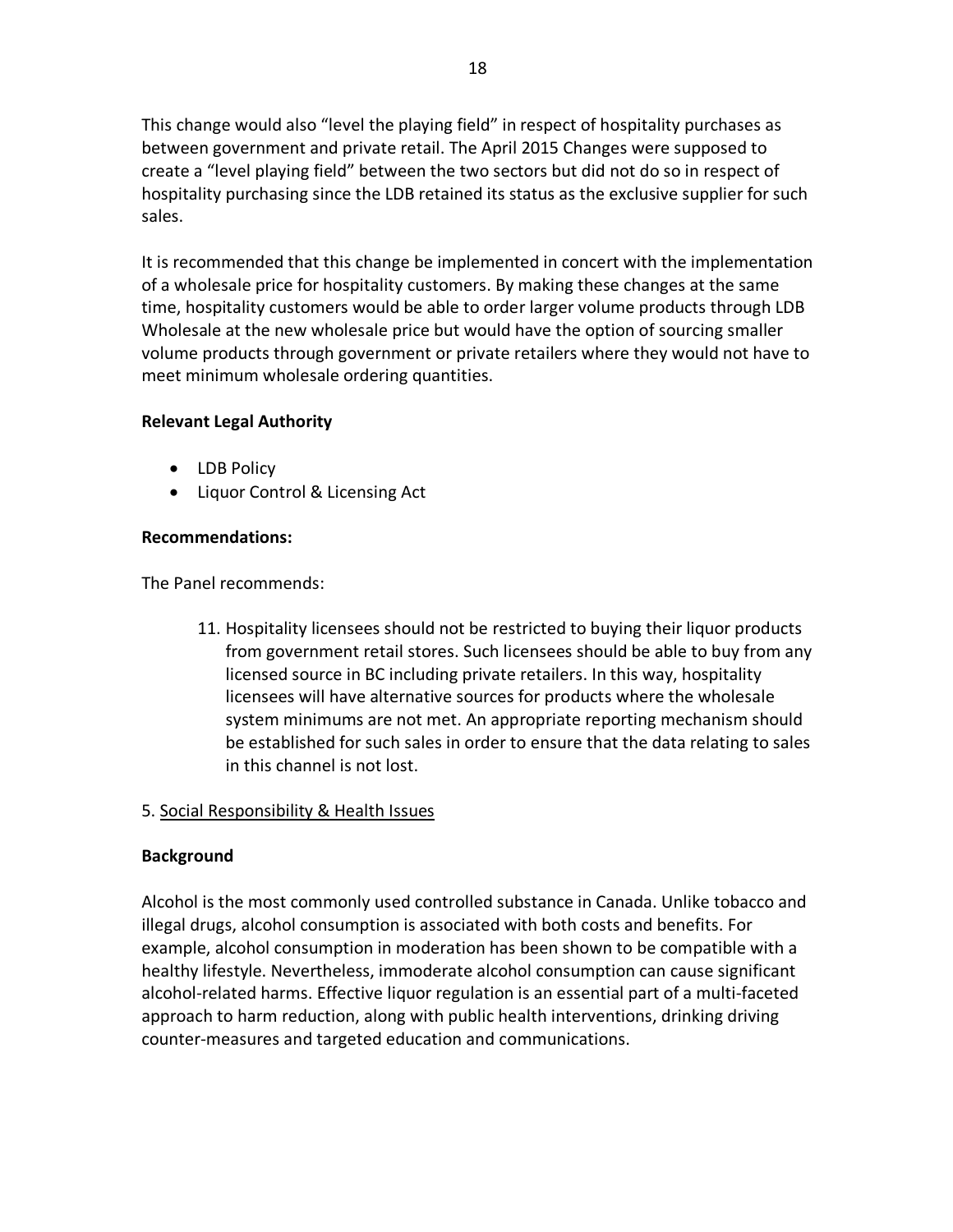This change would also "level the playing field" in respect of hospitality purchases as between government and private retail. The April 2015 Changes were supposed to create a "level playing field" between the two sectors but did not do so in respect of hospitality purchasing since the LDB retained its status as the exclusive supplier for such sales.

It is recommended that this change be implemented in concert with the implementation of a wholesale price for hospitality customers. By making these changes at the same time, hospitality customers would be able to order larger volume products through LDB Wholesale at the new wholesale price but would have the option of sourcing smaller volume products through government or private retailers where they would not have to meet minimum wholesale ordering quantities.

**Relevant Legal Authority**

- LDB Policy
- Liquor Control & Licensing Act

**Recommendations:**

The Panel recommends:

11. Hospitality licensees should not be restricted to buying their liquor products from government retail stores. Such licensees should be able to buy from any licensed source in BC including private retailers. In this way, hospitality licensees will have alternative sources for products where the wholesale system minimums are not met. An appropriate reporting mechanism should be established for such sales in order to ensure that the data relating to sales in this channel is not lost.

5. Social Responsibility & Health Issues

**Background**

Alcohol is the most commonly used controlled substance in Canada. Unlike tobacco and illegal drugs, alcohol consumption is associated with both costs and benefits. For example, alcohol consumption in moderation has been shown to be compatible with a healthy lifestyle. Nevertheless, immoderate alcohol consumption can cause significant alcohol-related harms. Effective liquor regulation is an essential part of a multi-faceted approach to harm reduction, along with public health interventions, drinking driving counter-measures and targeted education and communications.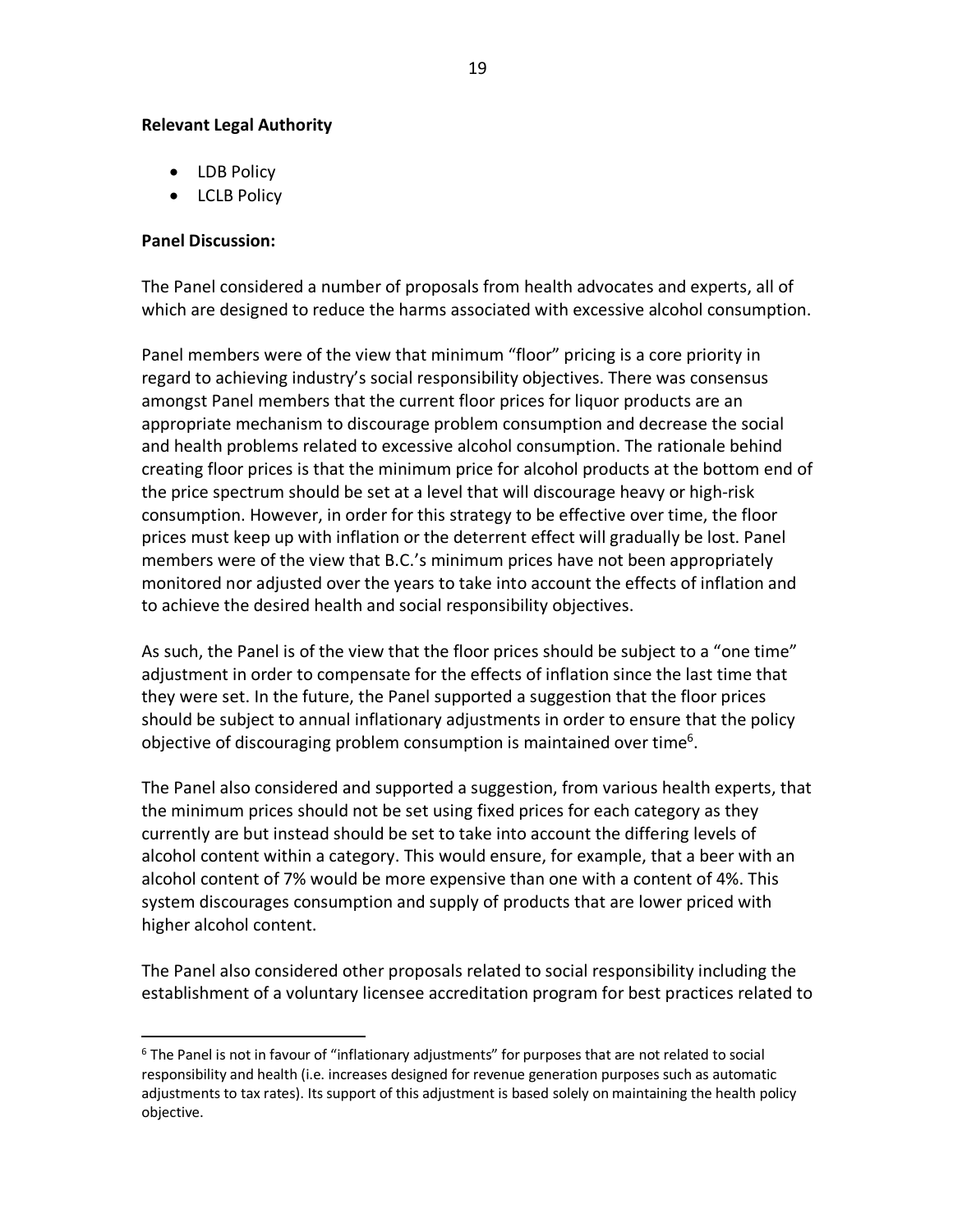**Relevant Legal Authority**

- LDB Policy
- LCLB Policy

**Panel Discussion:**

The Panel considered a number of proposals from health advocates and experts, all of which are designed to reduce the harms associated with excessive alcohol consumption.

Panel members were of the view that minimum "floor" pricing is a core priority in regard to achieving industry's social responsibility objectives. There was consensus amongst Panel members that the current floor prices for liquor products are an appropriate mechanism to discourage problem consumption and decrease the social and health problems related to excessive alcohol consumption. The rationale behind creating floor prices is that the minimum price for alcohol products at the bottom end of the price spectrum should be set at a level that will discourage heavy or high-risk consumption. However, in order for this strategy to be effective over time, the floor prices must keep up with inflation or the deterrent effect will gradually be lost. Panel members were of the view that B.C.'s minimum prices have not been appropriately monitored nor adjusted over the years to take into account the effects of inflation and to achieve the desired health and social responsibility objectives.

As such, the Panel is of the view that the floor prices should be subject to a "one time" adjustment in order to compensate for the effects of inflation since the last time that they were set. In the future, the Panel supported a suggestion that the floor prices should be subject to annual inflationary adjustments in order to ensure that the policy objective of discouraging problem consumption is maintained over time[6].

The Panel also considered and supported a suggestion, from various health experts, that the minimum prices should not be set using fixed prices for each category as they currently are but instead should be set to take into account the differing levels of alcohol content within a category. This would ensure, for example, that a beer with an alcohol content of 7% would be more expensive than one with a content of 4%. This system discourages consumption and supply of products that are lower priced with higher alcohol content.

The Panel also considered other proposals related to social responsibility including the establishment of a voluntary licensee accreditation program for best practices related to

---

[6] The Panel is not in favour of "inflationary adjustments" for purposes that are not related to social responsibility and health (i.e. increases designed for revenue generation purposes such as automatic adjustments to tax rates). Its support of this adjustment is based solely on maintaining the health policy objective.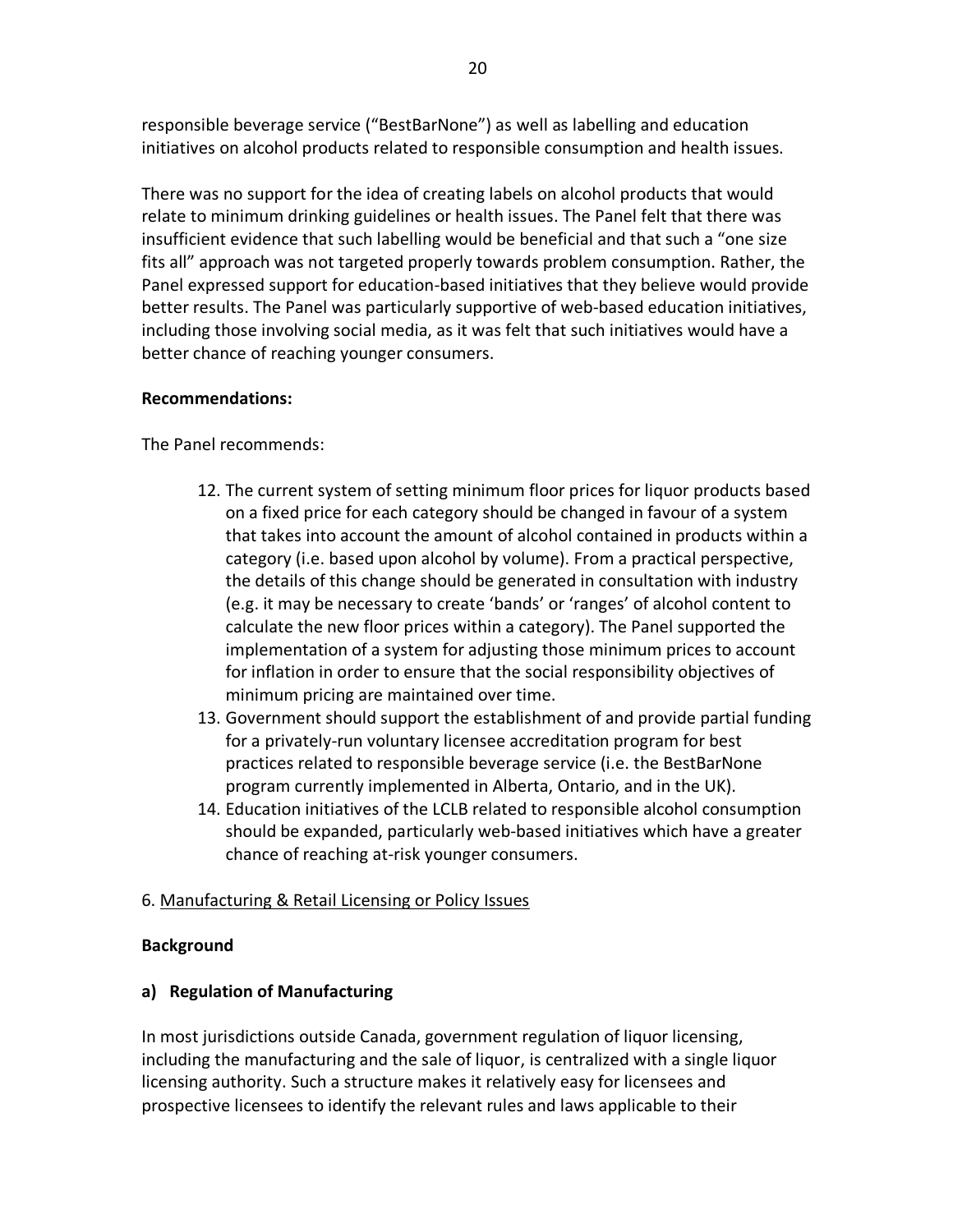responsible beverage service ("BestBarNone") as well as labelling and education initiatives on alcohol products related to responsible consumption and health issues.

There was no support for the idea of creating labels on alcohol products that would relate to minimum drinking guidelines or health issues. The Panel felt that there was insufficient evidence that such labelling would be beneficial and that such a "one size fits all" approach was not targeted properly towards problem consumption. Rather, the Panel expressed support for education-based initiatives that they believe would provide better results. The Panel was particularly supportive of web-based education initiatives, including those involving social media, as it was felt that such initiatives would have a better chance of reaching younger consumers.

**Recommendations:**

The Panel recommends:

12. The current system of setting minimum floor prices for liquor products based on a fixed price for each category should be changed in favour of a system that takes into account the amount of alcohol contained in products within a category (i.e. based upon alcohol by volume). From a practical perspective, the details of this change should be generated in consultation with industry (e.g. it may be necessary to create 'bands' or 'ranges' of alcohol content to calculate the new floor prices within a category). The Panel supported the implementation of a system for adjusting those minimum prices to account for inflation in order to ensure that the social responsibility objectives of minimum pricing are maintained over time.
13. Government should support the establishment of and provide partial funding for a privately-run voluntary licensee accreditation program for best practices related to responsible beverage service (i.e. the BestBarNone program currently implemented in Alberta, Ontario, and in the UK).
14. Education initiatives of the LCLB related to responsible alcohol consumption should be expanded, particularly web-based initiatives which have a greater chance of reaching at-risk younger consumers.

## 6. Manufacturing & Retail Licensing or Policy Issues

**Background**

### a) Regulation of Manufacturing

In most jurisdictions outside Canada, government regulation of liquor licensing, including the manufacturing and the sale of liquor, is centralized with a single liquor licensing authority. Such a structure makes it relatively easy for licensees and prospective licensees to identify the relevant rules and laws applicable to their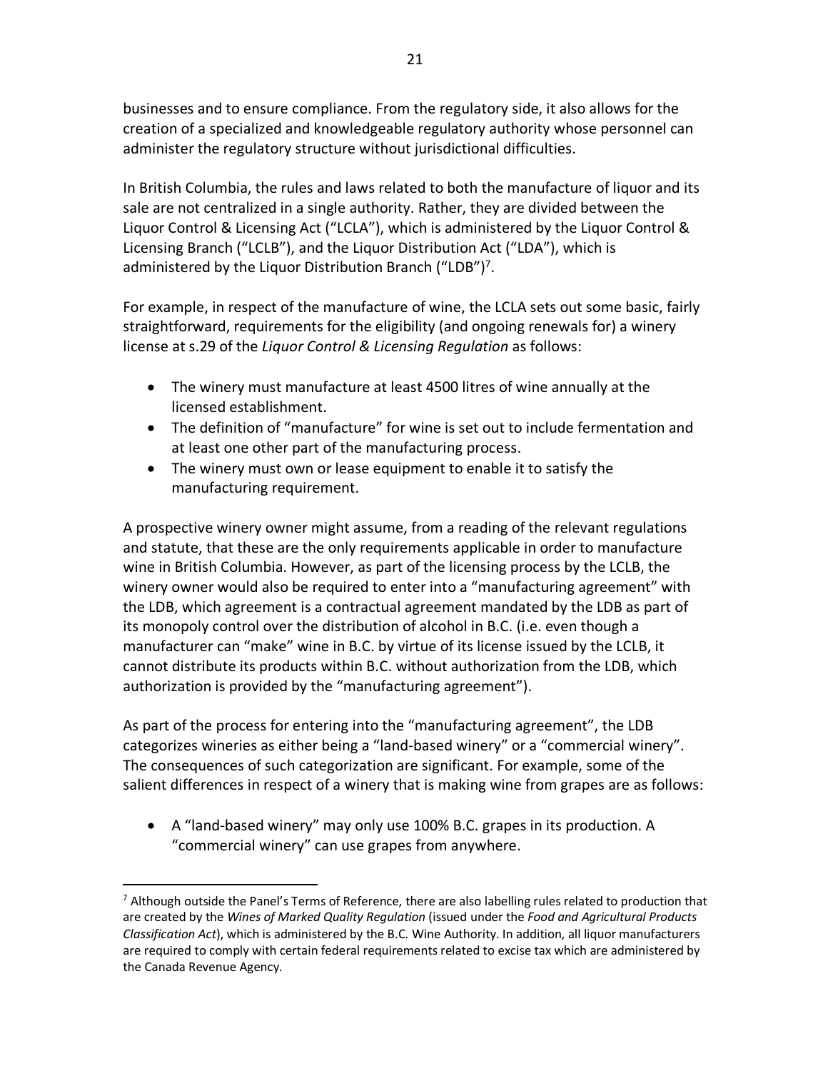businesses and to ensure compliance. From the regulatory side, it also allows for the creation of a specialized and knowledgeable regulatory authority whose personnel can administer the regulatory structure without jurisdictional difficulties.

In British Columbia, the rules and laws related to both the manufacture of liquor and its sale are not centralized in a single authority. Rather, they are divided between the Liquor Control & Licensing Act ("LCLA"), which is administered by the Liquor Control & Licensing Branch ("LCLB"), and the Liquor Distribution Act ("LDA"), which is administered by the Liquor Distribution Branch ("LDB")[7].

For example, in respect of the manufacture of wine, the LCLA sets out some basic, fairly straightforward, requirements for the eligibility (and ongoing renewals for) a winery license at s.29 of the *Liquor Control & Licensing Regulation* as follows:

- The winery must manufacture at least 4500 litres of wine annually at the licensed establishment.
- The definition of "manufacture" for wine is set out to include fermentation and at least one other part of the manufacturing process.
- The winery must own or lease equipment to enable it to satisfy the manufacturing requirement.

A prospective winery owner might assume, from a reading of the relevant regulations and statute, that these are the only requirements applicable in order to manufacture wine in British Columbia. However, as part of the licensing process by the LCLB, the winery owner would also be required to enter into a "manufacturing agreement" with the LDB, which agreement is a contractual agreement mandated by the LDB as part of its monopoly control over the distribution of alcohol in B.C. (i.e. even though a manufacturer can "make" wine in B.C. by virtue of its license issued by the LCLB, it cannot distribute its products within B.C. without authorization from the LDB, which authorization is provided by the "manufacturing agreement").

As part of the process for entering into the "manufacturing agreement", the LDB categorizes wineries as either being a "land-based winery" or a "commercial winery". The consequences of such categorization are significant. For example, some of the salient differences in respect of a winery that is making wine from grapes are as follows:

- A "land-based winery" may only use 100% B.C. grapes in its production. A "commercial winery" can use grapes from anywhere.

[7] Although outside the Panel's Terms of Reference, there are also labelling rules related to production that are created by the *Wines of Marked Quality Regulation* (issued under the *Food and Agricultural Products Classification Act*), which is administered by the B.C. Wine Authority. In addition, all liquor manufacturers are required to comply with certain federal requirements related to excise tax which are administered by the Canada Revenue Agency.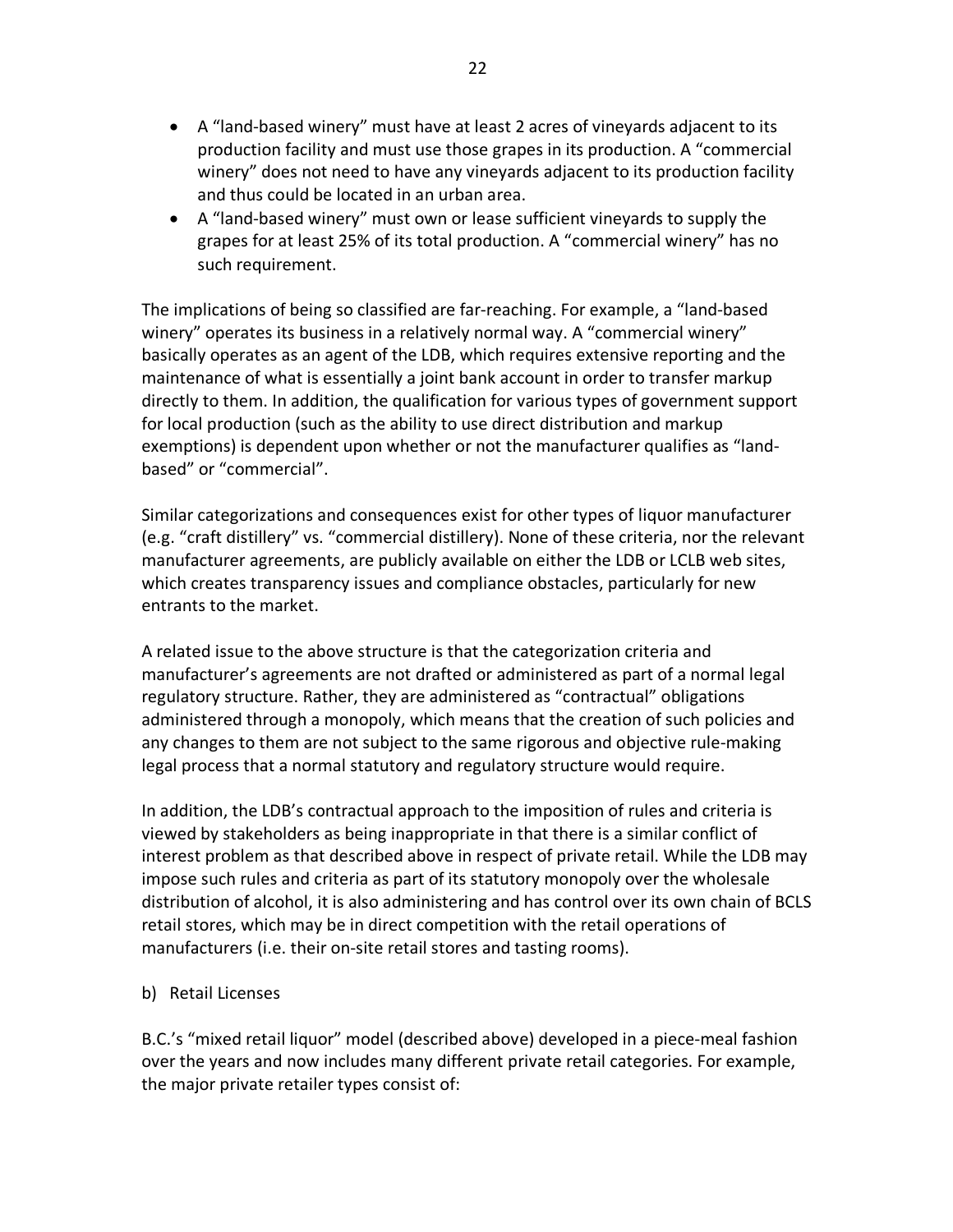- A "land-based winery" must have at least 2 acres of vineyards adjacent to its production facility and must use those grapes in its production. A "commercial winery" does not need to have any vineyards adjacent to its production facility and thus could be located in an urban area.
- A "land-based winery" must own or lease sufficient vineyards to supply the grapes for at least 25% of its total production. A "commercial winery" has no such requirement.

The implications of being so classified are far-reaching. For example, a "land-based winery" operates its business in a relatively normal way. A "commercial winery" basically operates as an agent of the LDB, which requires extensive reporting and the maintenance of what is essentially a joint bank account in order to transfer markup directly to them. In addition, the qualification for various types of government support for local production (such as the ability to use direct distribution and markup exemptions) is dependent upon whether or not the manufacturer qualifies as "land-based" or "commercial".

Similar categorizations and consequences exist for other types of liquor manufacturer (e.g. "craft distillery" vs. "commercial distillery). None of these criteria, nor the relevant manufacturer agreements, are publicly available on either the LDB or LCLB web sites, which creates transparency issues and compliance obstacles, particularly for new entrants to the market.

A related issue to the above structure is that the categorization criteria and manufacturer's agreements are not drafted or administered as part of a normal legal regulatory structure. Rather, they are administered as "contractual" obligations administered through a monopoly, which means that the creation of such policies and any changes to them are not subject to the same rigorous and objective rule-making legal process that a normal statutory and regulatory structure would require.

In addition, the LDB's contractual approach to the imposition of rules and criteria is viewed by stakeholders as being inappropriate in that there is a similar conflict of interest problem as that described above in respect of private retail. While the LDB may impose such rules and criteria as part of its statutory monopoly over the wholesale distribution of alcohol, it is also administering and has control over its own chain of BCLS retail stores, which may be in direct competition with the retail operations of manufacturers (i.e. their on-site retail stores and tasting rooms).

b) Retail Licenses

B.C.'s "mixed retail liquor" model (described above) developed in a piece-meal fashion over the years and now includes many different private retail categories. For example, the major private retailer types consist of: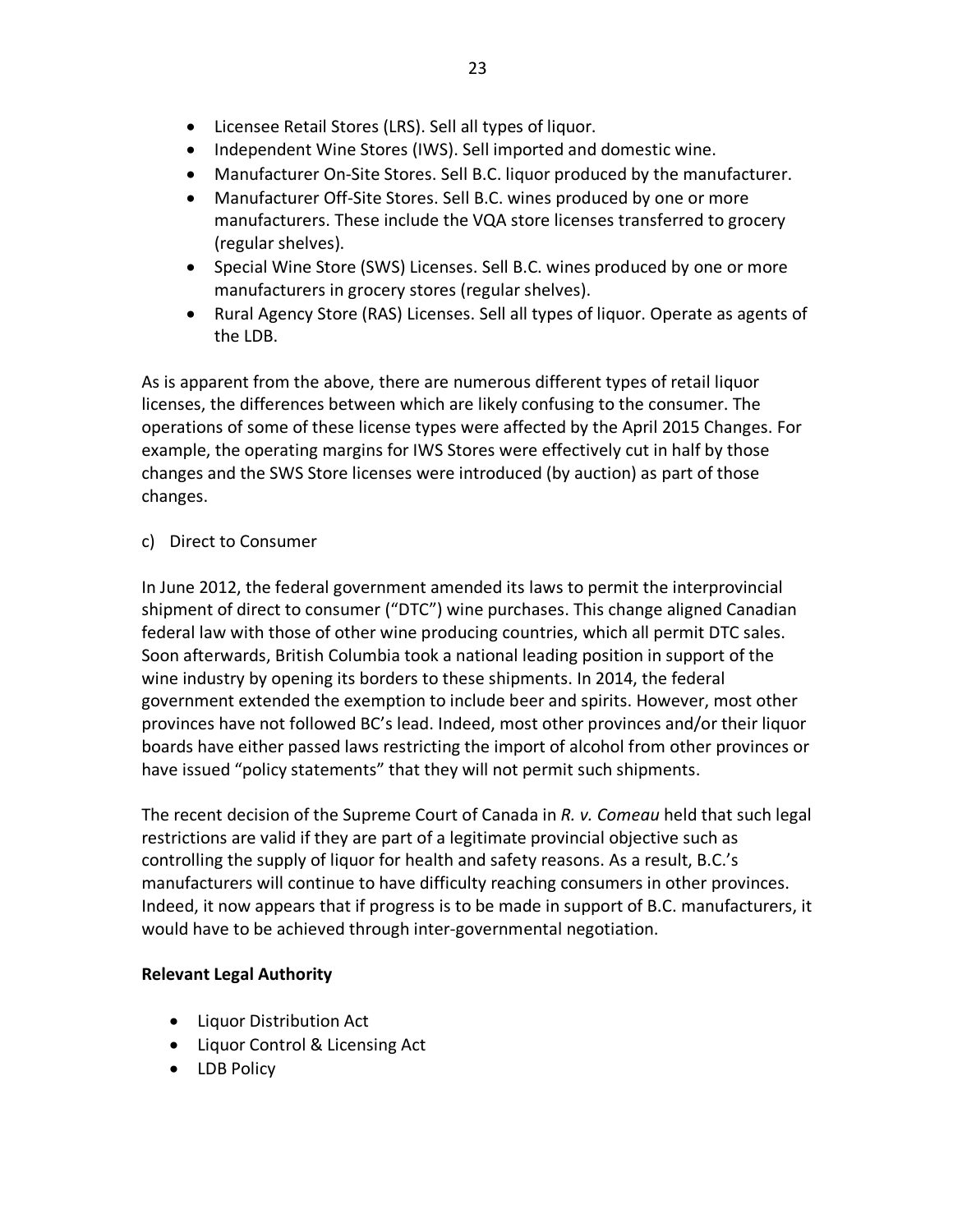- Licensee Retail Stores (LRS). Sell all types of liquor.
- Independent Wine Stores (IWS). Sell imported and domestic wine.
- Manufacturer On-Site Stores. Sell B.C. liquor produced by the manufacturer.
- Manufacturer Off-Site Stores. Sell B.C. wines produced by one or more manufacturers. These include the VQA store licenses transferred to grocery (regular shelves).
- Special Wine Store (SWS) Licenses. Sell B.C. wines produced by one or more manufacturers in grocery stores (regular shelves).
- Rural Agency Store (RAS) Licenses. Sell all types of liquor. Operate as agents of the LDB.

As is apparent from the above, there are numerous different types of retail liquor licenses, the differences between which are likely confusing to the consumer. The operations of some of these license types were affected by the April 2015 Changes. For example, the operating margins for IWS Stores were effectively cut in half by those changes and the SWS Store licenses were introduced (by auction) as part of those changes.

c) Direct to Consumer

In June 2012, the federal government amended its laws to permit the interprovincial shipment of direct to consumer ("DTC") wine purchases. This change aligned Canadian federal law with those of other wine producing countries, which all permit DTC sales. Soon afterwards, British Columbia took a national leading position in support of the wine industry by opening its borders to these shipments. In 2014, the federal government extended the exemption to include beer and spirits. However, most other provinces have not followed BC's lead. Indeed, most other provinces and/or their liquor boards have either passed laws restricting the import of alcohol from other provinces or have issued "policy statements" that they will not permit such shipments.

The recent decision of the Supreme Court of Canada in *R. v. Comeau* held that such legal restrictions are valid if they are part of a legitimate provincial objective such as controlling the supply of liquor for health and safety reasons. As a result, B.C.'s manufacturers will continue to have difficulty reaching consumers in other provinces. Indeed, it now appears that if progress is to be made in support of B.C. manufacturers, it would have to be achieved through inter-governmental negotiation.

**Relevant Legal Authority**

- Liquor Distribution Act
- Liquor Control & Licensing Act
- LDB Policy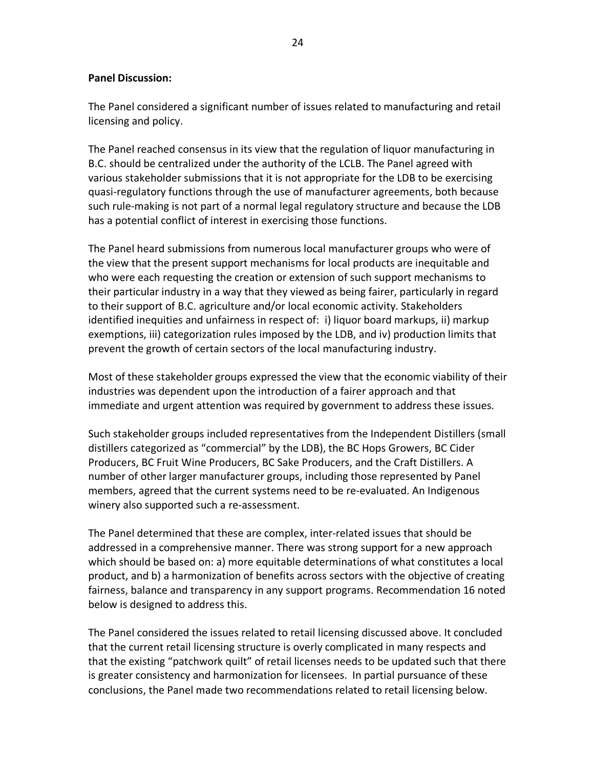**Panel Discussion:**

The Panel considered a significant number of issues related to manufacturing and retail licensing and policy.

The Panel reached consensus in its view that the regulation of liquor manufacturing in B.C. should be centralized under the authority of the LCLB. The Panel agreed with various stakeholder submissions that it is not appropriate for the LDB to be exercising quasi-regulatory functions through the use of manufacturer agreements, both because such rule-making is not part of a normal legal regulatory structure and because the LDB has a potential conflict of interest in exercising those functions.

The Panel heard submissions from numerous local manufacturer groups who were of the view that the present support mechanisms for local products are inequitable and who were each requesting the creation or extension of such support mechanisms to their particular industry in a way that they viewed as being fairer, particularly in regard to their support of B.C. agriculture and/or local economic activity. Stakeholders identified inequities and unfairness in respect of: i) liquor board markups, ii) markup exemptions, iii) categorization rules imposed by the LDB, and iv) production limits that prevent the growth of certain sectors of the local manufacturing industry.

Most of these stakeholder groups expressed the view that the economic viability of their industries was dependent upon the introduction of a fairer approach and that immediate and urgent attention was required by government to address these issues.

Such stakeholder groups included representatives from the Independent Distillers (small distillers categorized as "commercial" by the LDB), the BC Hops Growers, BC Cider Producers, BC Fruit Wine Producers, BC Sake Producers, and the Craft Distillers. A number of other larger manufacturer groups, including those represented by Panel members, agreed that the current systems need to be re-evaluated. An Indigenous winery also supported such a re-assessment.

The Panel determined that these are complex, inter-related issues that should be addressed in a comprehensive manner. There was strong support for a new approach which should be based on: a) more equitable determinations of what constitutes a local product, and b) a harmonization of benefits across sectors with the objective of creating fairness, balance and transparency in any support programs. Recommendation 16 noted below is designed to address this.

The Panel considered the issues related to retail licensing discussed above. It concluded that the current retail licensing structure is overly complicated in many respects and that the existing "patchwork quilt" of retail licenses needs to be updated such that there is greater consistency and harmonization for licensees. In partial pursuance of these conclusions, the Panel made two recommendations related to retail licensing below.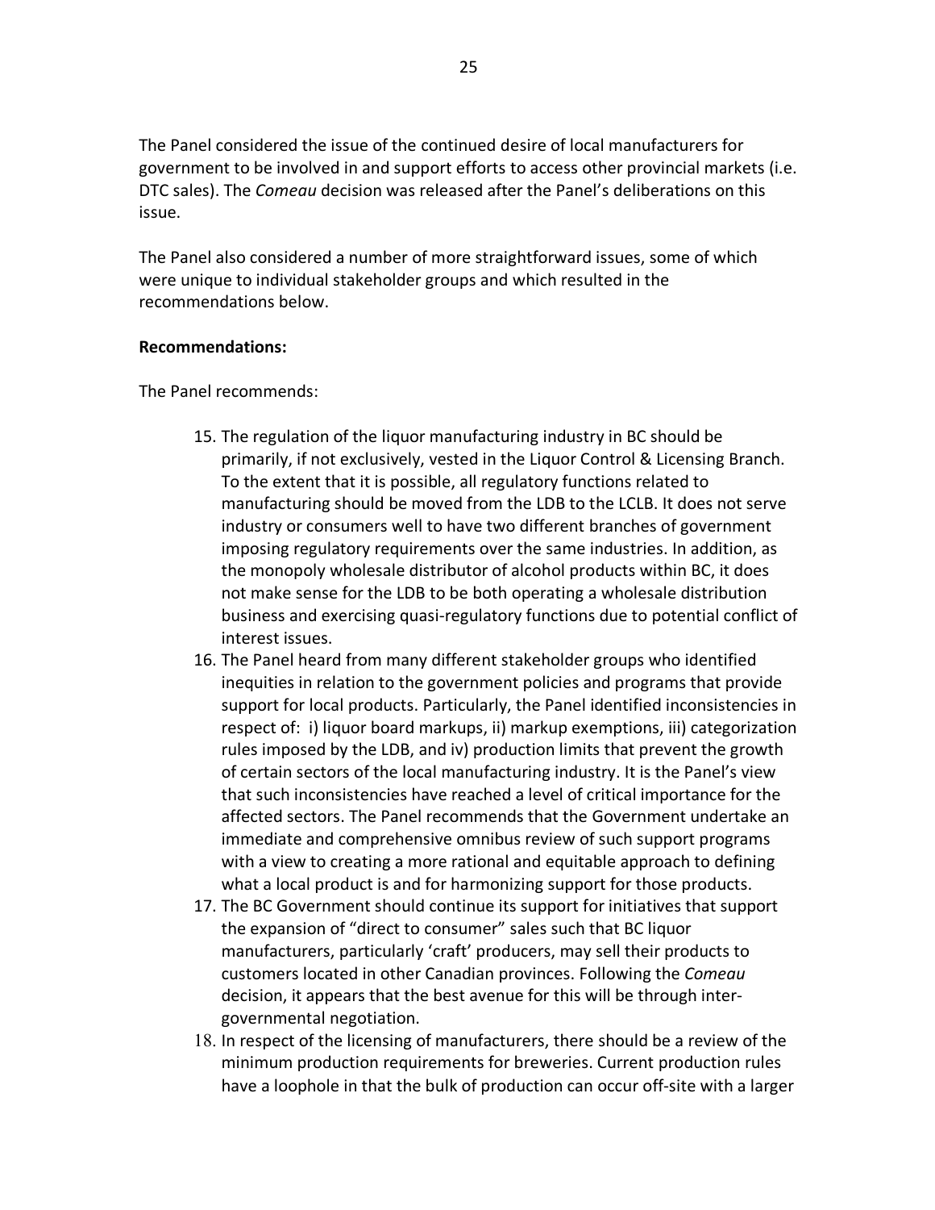The Panel considered the issue of the continued desire of local manufacturers for government to be involved in and support efforts to access other provincial markets (i.e. DTC sales). The *Comeau* decision was released after the Panel's deliberations on this issue.

The Panel also considered a number of more straightforward issues, some of which were unique to individual stakeholder groups and which resulted in the recommendations below.

**Recommendations:**

The Panel recommends:

15. The regulation of the liquor manufacturing industry in BC should be primarily, if not exclusively, vested in the Liquor Control & Licensing Branch. To the extent that it is possible, all regulatory functions related to manufacturing should be moved from the LDB to the LCLB. It does not serve industry or consumers well to have two different branches of government imposing regulatory requirements over the same industries. In addition, as the monopoly wholesale distributor of alcohol products within BC, it does not make sense for the LDB to be both operating a wholesale distribution business and exercising quasi-regulatory functions due to potential conflict of interest issues.
16. The Panel heard from many different stakeholder groups who identified inequities in relation to the government policies and programs that provide support for local products. Particularly, the Panel identified inconsistencies in respect of: i) liquor board markups, ii) markup exemptions, iii) categorization rules imposed by the LDB, and iv) production limits that prevent the growth of certain sectors of the local manufacturing industry. It is the Panel's view that such inconsistencies have reached a level of critical importance for the affected sectors. The Panel recommends that the Government undertake an immediate and comprehensive omnibus review of such support programs with a view to creating a more rational and equitable approach to defining what a local product is and for harmonizing support for those products.
17. The BC Government should continue its support for initiatives that support the expansion of "direct to consumer" sales such that BC liquor manufacturers, particularly 'craft' producers, may sell their products to customers located in other Canadian provinces. Following the *Comeau* decision, it appears that the best avenue for this will be through inter-governmental negotiation.
18. In respect of the licensing of manufacturers, there should be a review of the minimum production requirements for breweries. Current production rules have a loophole in that the bulk of production can occur off-site with a larger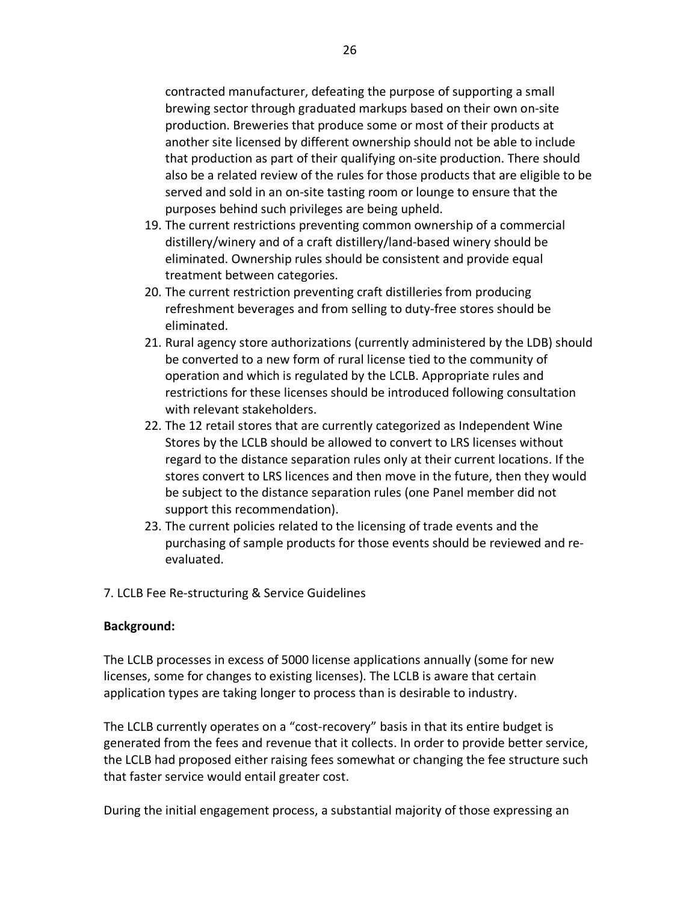contracted manufacturer, defeating the purpose of supporting a small brewing sector through graduated markups based on their own on-site production. Breweries that produce some or most of their products at another site licensed by different ownership should not be able to include that production as part of their qualifying on-site production. There should also be a related review of the rules for those products that are eligible to be served and sold in an on-site tasting room or lounge to ensure that the purposes behind such privileges are being upheld.

19. The current restrictions preventing common ownership of a commercial distillery/winery and of a craft distillery/land-based winery should be eliminated. Ownership rules should be consistent and provide equal treatment between categories.
20. The current restriction preventing craft distilleries from producing refreshment beverages and from selling to duty-free stores should be eliminated.
21. Rural agency store authorizations (currently administered by the LDB) should be converted to a new form of rural license tied to the community of operation and which is regulated by the LCLB. Appropriate rules and restrictions for these licenses should be introduced following consultation with relevant stakeholders.
22. The 12 retail stores that are currently categorized as Independent Wine Stores by the LCLB should be allowed to convert to LRS licenses without regard to the distance separation rules only at their current locations. If the stores convert to LRS licences and then move in the future, then they would be subject to the distance separation rules (one Panel member did not support this recommendation).
23. The current policies related to the licensing of trade events and the purchasing of sample products for those events should be reviewed and re-evaluated.

## 7. LCLB Fee Re-structuring & Service Guidelines

**Background:**

The LCLB processes in excess of 5000 license applications annually (some for new licenses, some for changes to existing licenses). The LCLB is aware that certain application types are taking longer to process than is desirable to industry.

The LCLB currently operates on a "cost-recovery" basis in that its entire budget is generated from the fees and revenue that it collects. In order to provide better service, the LCLB had proposed either raising fees somewhat or changing the fee structure such that faster service would entail greater cost.

During the initial engagement process, a substantial majority of those expressing an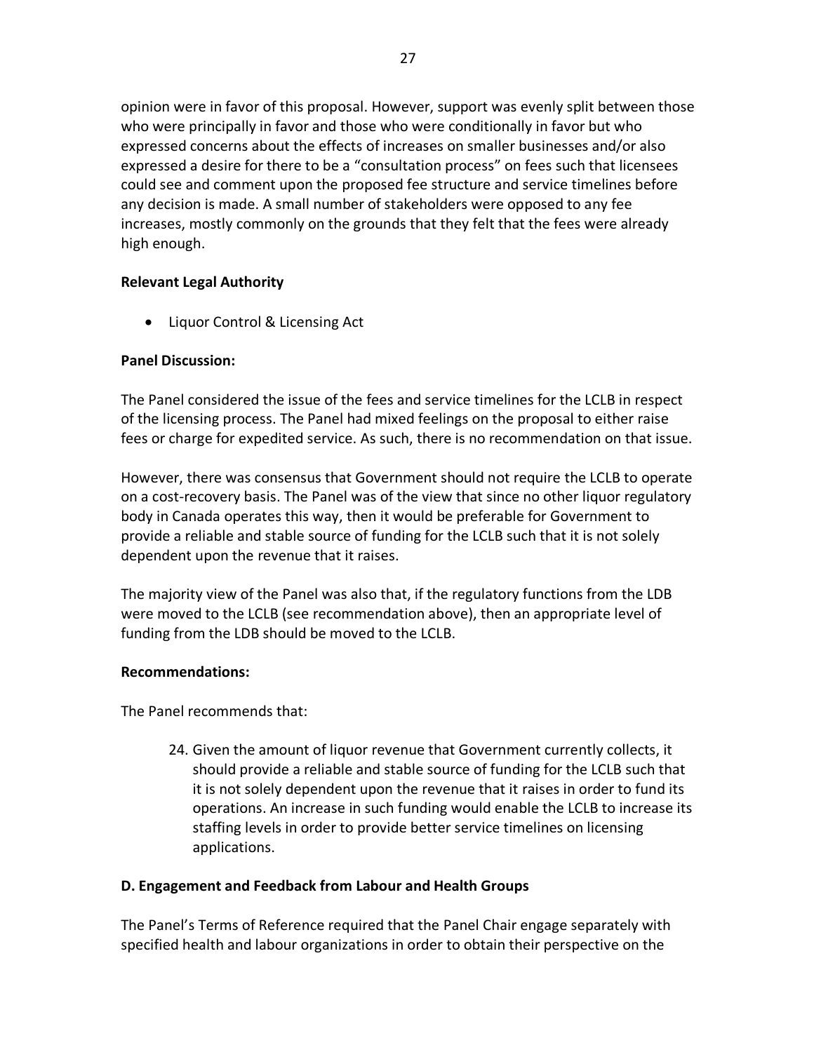opinion were in favor of this proposal. However, support was evenly split between those who were principally in favor and those who were conditionally in favor but who expressed concerns about the effects of increases on smaller businesses and/or also expressed a desire for there to be a "consultation process" on fees such that licensees could see and comment upon the proposed fee structure and service timelines before any decision is made. A small number of stakeholders were opposed to any fee increases, mostly commonly on the grounds that they felt that the fees were already high enough.

**Relevant Legal Authority**

- Liquor Control & Licensing Act

**Panel Discussion:**

The Panel considered the issue of the fees and service timelines for the LCLB in respect of the licensing process. The Panel had mixed feelings on the proposal to either raise fees or charge for expedited service. As such, there is no recommendation on that issue.

However, there was consensus that Government should not require the LCLB to operate on a cost-recovery basis. The Panel was of the view that since no other liquor regulatory body in Canada operates this way, then it would be preferable for Government to provide a reliable and stable source of funding for the LCLB such that it is not solely dependent upon the revenue that it raises.

The majority view of the Panel was also that, if the regulatory functions from the LDB were moved to the LCLB (see recommendation above), then an appropriate level of funding from the LDB should be moved to the LCLB.

**Recommendations:**

The Panel recommends that:

24. Given the amount of liquor revenue that Government currently collects, it should provide a reliable and stable source of funding for the LCLB such that it is not solely dependent upon the revenue that it raises in order to fund its operations. An increase in such funding would enable the LCLB to increase its staffing levels in order to provide better service timelines on licensing applications.

**D. Engagement and Feedback from Labour and Health Groups**

The Panel's Terms of Reference required that the Panel Chair engage separately with specified health and labour organizations in order to obtain their perspective on the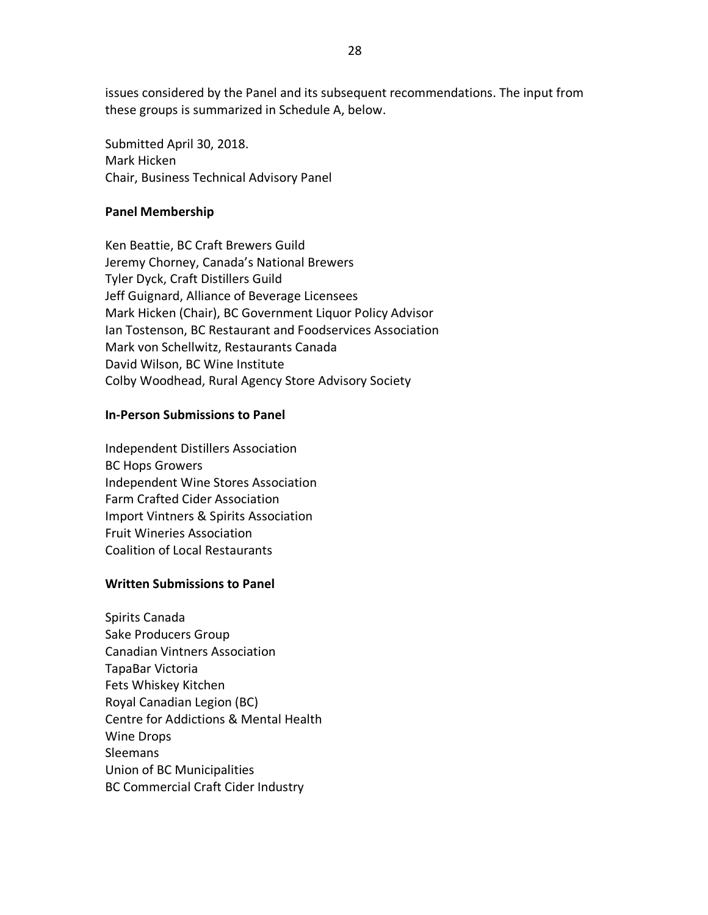issues considered by the Panel and its subsequent recommendations. The input from these groups is summarized in Schedule A, below.

Submitted April 30, 2018.
Mark Hicken
Chair, Business Technical Advisory Panel

**Panel Membership**

Ken Beattie, BC Craft Brewers Guild
Jeremy Chorney, Canada's National Brewers
Tyler Dyck, Craft Distillers Guild
Jeff Guignard, Alliance of Beverage Licensees
Mark Hicken (Chair), BC Government Liquor Policy Advisor
Ian Tostenson, BC Restaurant and Foodservices Association
Mark von Schellwitz, Restaurants Canada
David Wilson, BC Wine Institute
Colby Woodhead, Rural Agency Store Advisory Society

**In-Person Submissions to Panel**

Independent Distillers Association
BC Hops Growers
Independent Wine Stores Association
Farm Crafted Cider Association
Import Vintners & Spirits Association
Fruit Wineries Association
Coalition of Local Restaurants

**Written Submissions to Panel**

Spirits Canada
Sake Producers Group
Canadian Vintners Association
TapaBar Victoria
Fets Whiskey Kitchen
Royal Canadian Legion (BC)
Centre for Addictions & Mental Health
Wine Drops
Sleemans
Union of BC Municipalities
BC Commercial Craft Cider Industry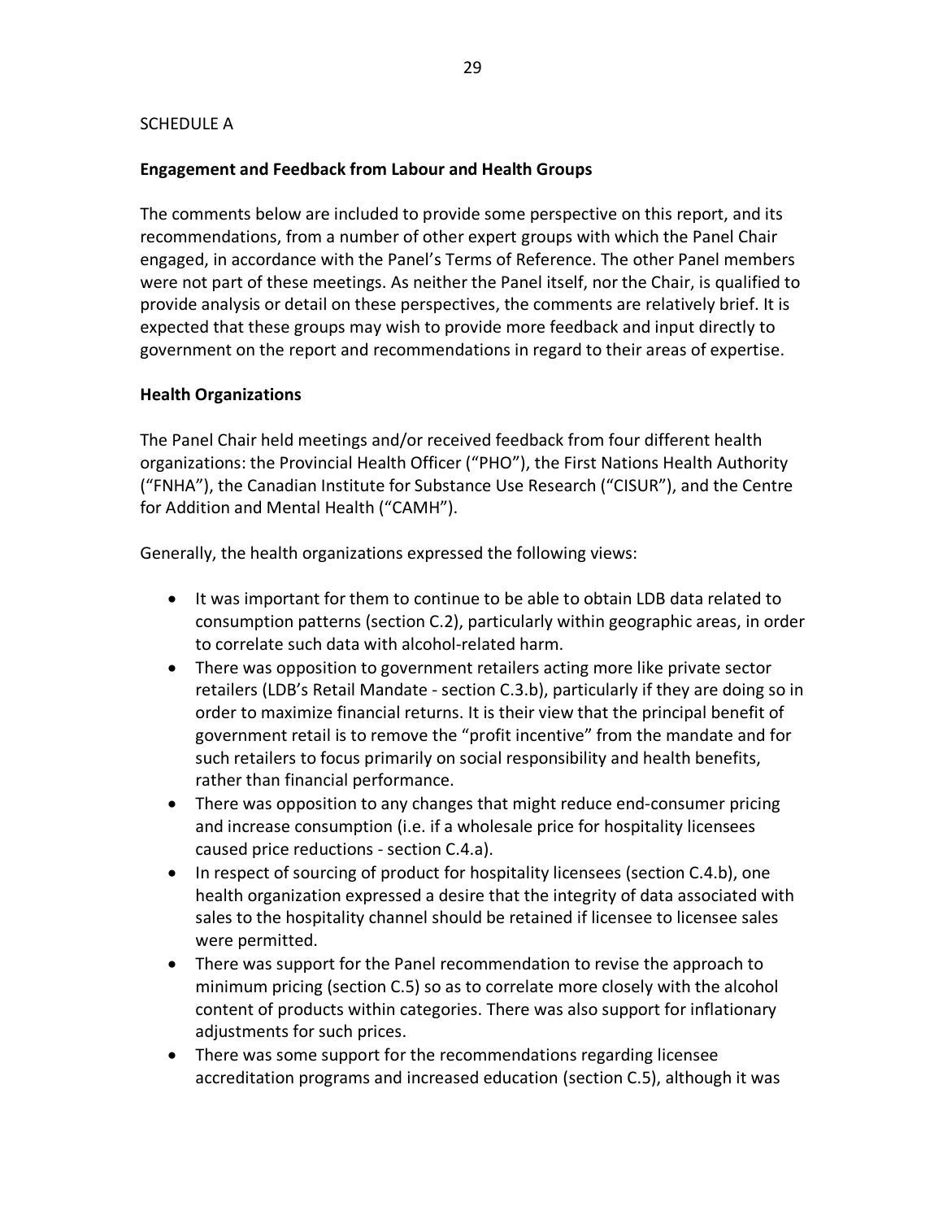SCHEDULE A

## Engagement and Feedback from Labour and Health Groups

The comments below are included to provide some perspective on this report, and its recommendations, from a number of other expert groups with which the Panel Chair engaged, in accordance with the Panel's Terms of Reference. The other Panel members were not part of these meetings. As neither the Panel itself, nor the Chair, is qualified to provide analysis or detail on these perspectives, the comments are relatively brief. It is expected that these groups may wish to provide more feedback and input directly to government on the report and recommendations in regard to their areas of expertise.

### Health Organizations

The Panel Chair held meetings and/or received feedback from four different health organizations: the Provincial Health Officer ("PHO"), the First Nations Health Authority ("FNHA"), the Canadian Institute for Substance Use Research ("CISUR"), and the Centre for Addition and Mental Health ("CAMH").

Generally, the health organizations expressed the following views:

- It was important for them to continue to be able to obtain LDB data related to consumption patterns (section C.2), particularly within geographic areas, in order to correlate such data with alcohol-related harm.
- There was opposition to government retailers acting more like private sector retailers (LDB's Retail Mandate - section C.3.b), particularly if they are doing so in order to maximize financial returns. It is their view that the principal benefit of government retail is to remove the "profit incentive" from the mandate and for such retailers to focus primarily on social responsibility and health benefits, rather than financial performance.
- There was opposition to any changes that might reduce end-consumer pricing and increase consumption (i.e. if a wholesale price for hospitality licensees caused price reductions - section C.4.a).
- In respect of sourcing of product for hospitality licensees (section C.4.b), one health organization expressed a desire that the integrity of data associated with sales to the hospitality channel should be retained if licensee to licensee sales were permitted.
- There was support for the Panel recommendation to revise the approach to minimum pricing (section C.5) so as to correlate more closely with the alcohol content of products within categories. There was also support for inflationary adjustments for such prices.
- There was some support for the recommendations regarding licensee accreditation programs and increased education (section C.5), although it was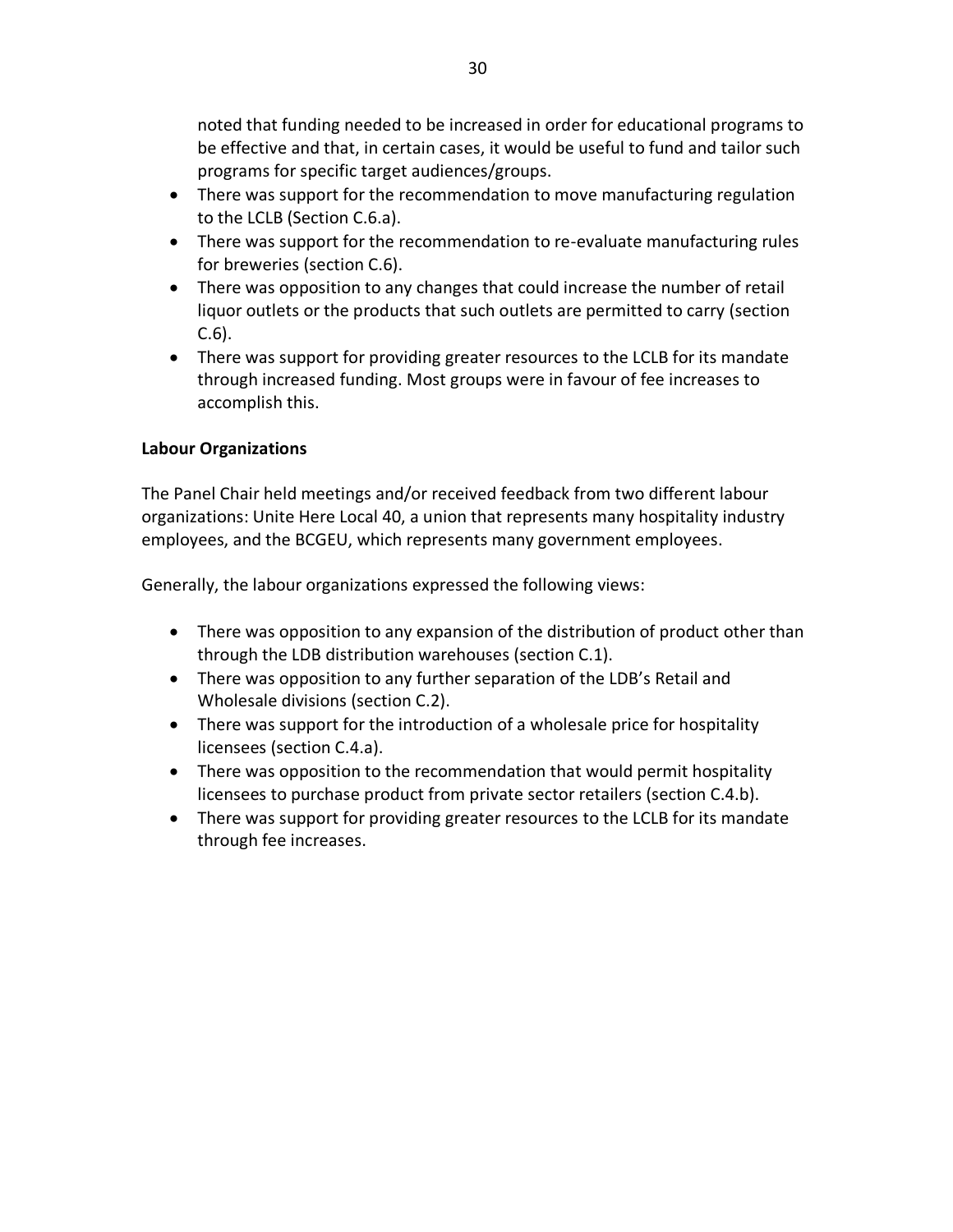noted that funding needed to be increased in order for educational programs to be effective and that, in certain cases, it would be useful to fund and tailor such programs for specific target audiences/groups.

- There was support for the recommendation to move manufacturing regulation to the LCLB (Section C.6.a).
- There was support for the recommendation to re-evaluate manufacturing rules for breweries (section C.6).
- There was opposition to any changes that could increase the number of retail liquor outlets or the products that such outlets are permitted to carry (section C.6).
- There was support for providing greater resources to the LCLB for its mandate through increased funding. Most groups were in favour of fee increases to accomplish this.

**Labour Organizations**

The Panel Chair held meetings and/or received feedback from two different labour organizations: Unite Here Local 40, a union that represents many hospitality industry employees, and the BCGEU, which represents many government employees.

Generally, the labour organizations expressed the following views:

- There was opposition to any expansion of the distribution of product other than through the LDB distribution warehouses (section C.1).
- There was opposition to any further separation of the LDB's Retail and Wholesale divisions (section C.2).
- There was support for the introduction of a wholesale price for hospitality licensees (section C.4.a).
- There was opposition to the recommendation that would permit hospitality licensees to purchase product from private sector retailers (section C.4.b).
- There was support for providing greater resources to the LCLB for its mandate through fee increases.